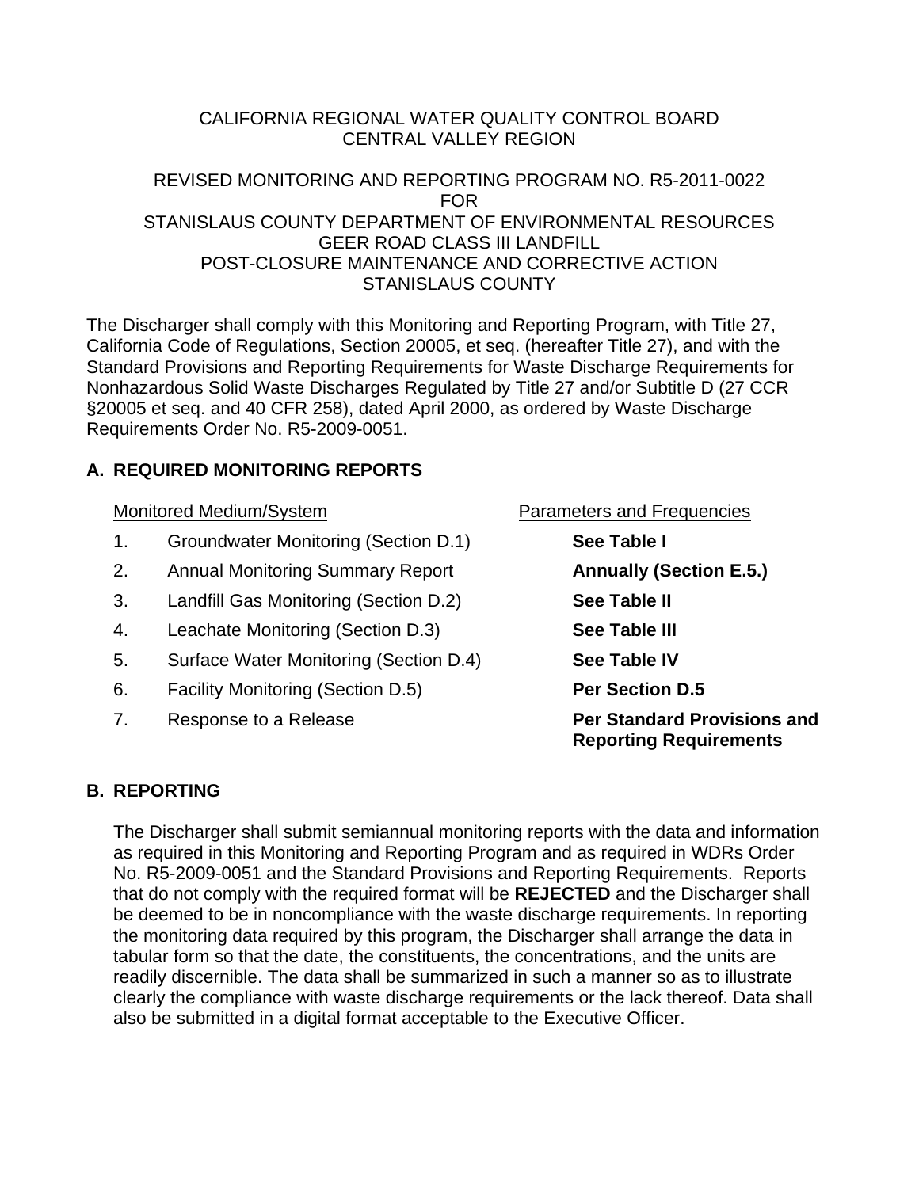CALIFORNIA REGIONAL WATER QUALITY CONTROL BOARD
CENTRAL VALLEY REGION

REVISED MONITORING AND REPORTING PROGRAM NO. R5-2011-0022
FOR
STANISLAUS COUNTY DEPARTMENT OF ENVIRONMENTAL RESOURCES
GEER ROAD CLASS III LANDFILL
POST-CLOSURE MAINTENANCE AND CORRECTIVE ACTION
STANISLAUS COUNTY

The Discharger shall comply with this Monitoring and Reporting Program, with Title 27, California Code of Regulations, Section 20005, et seq. (hereafter Title 27), and with the Standard Provisions and Reporting Requirements for Waste Discharge Requirements for Nonhazardous Solid Waste Discharges Regulated by Title 27 and/or Subtitle D (27 CCR §20005 et seq. and 40 CFR 258), dated April 2000, as ordered by Waste Discharge Requirements Order No. R5-2009-0051.

## A. REQUIRED MONITORING REPORTS

| | Monitored Medium/System | Parameters and Frequencies |
|---|---|---|
| 1. | Groundwater Monitoring (Section D.1) | **See Table I** |
| 2. | Annual Monitoring Summary Report | **Annually (Section E.5.)** |
| 3. | Landfill Gas Monitoring (Section D.2) | **See Table II** |
| 4. | Leachate Monitoring (Section D.3) | **See Table III** |
| 5. | Surface Water Monitoring (Section D.4) | **See Table IV** |
| 6. | Facility Monitoring (Section D.5) | **Per Section D.5** |
| 7. | Response to a Release | **Per Standard Provisions and Reporting Requirements** |

## B. REPORTING

The Discharger shall submit semiannual monitoring reports with the data and information as required in this Monitoring and Reporting Program and as required in WDRs Order No. R5-2009-0051 and the Standard Provisions and Reporting Requirements. Reports that do not comply with the required format will be **REJECTED** and the Discharger shall be deemed to be in noncompliance with the waste discharge requirements. In reporting the monitoring data required by this program, the Discharger shall arrange the data in tabular form so that the date, the constituents, the concentrations, and the units are readily discernible. The data shall be summarized in such a manner so as to illustrate clearly the compliance with waste discharge requirements or the lack thereof. Data shall also be submitted in a digital format acceptable to the Executive Officer.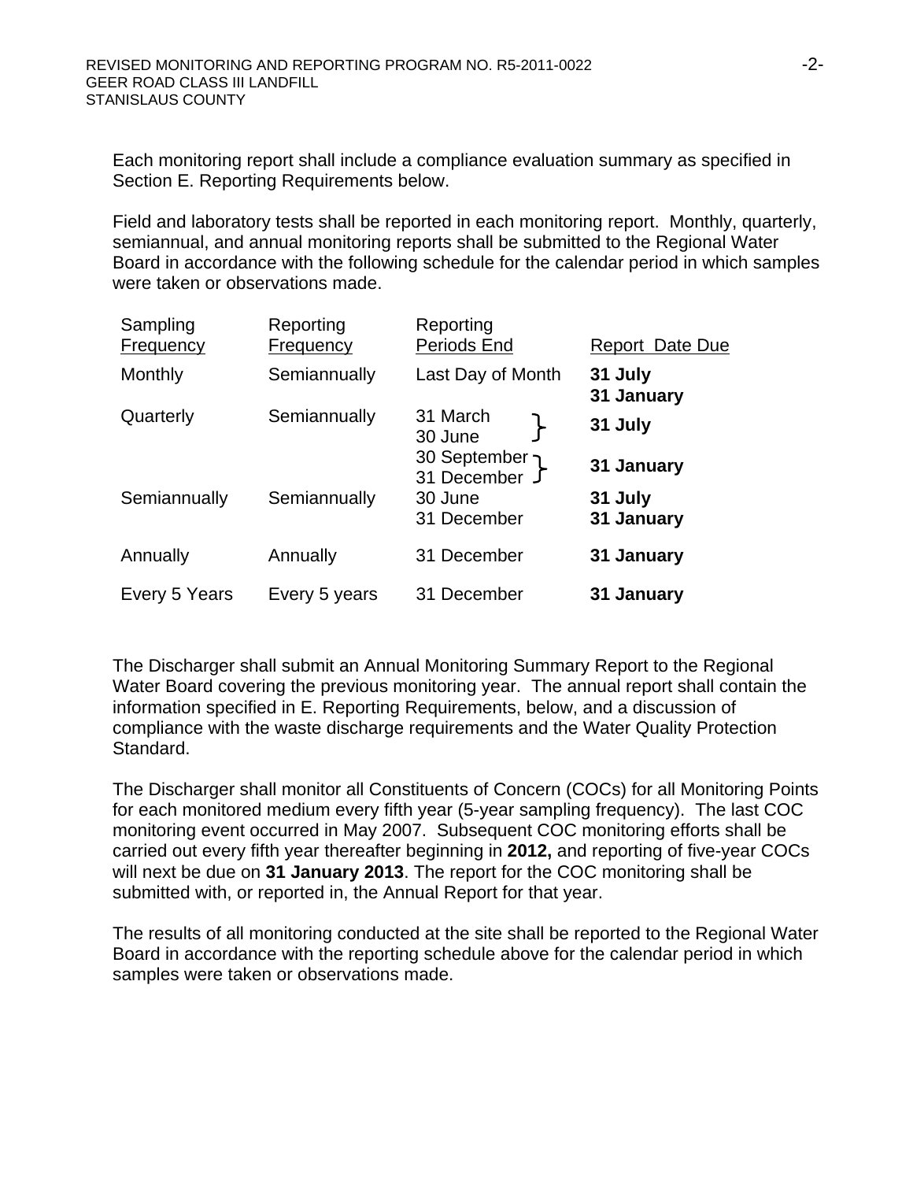Each monitoring report shall include a compliance evaluation summary as specified in Section E. Reporting Requirements below.

Field and laboratory tests shall be reported in each monitoring report. Monthly, quarterly, semiannual, and annual monitoring reports shall be submitted to the Regional Water Board in accordance with the following schedule for the calendar period in which samples were taken or observations made.

| Sampling Frequency | Reporting Frequency | Reporting Periods End | Report Date Due |
|---|---|---|---|
| Monthly | Semiannually | Last Day of Month | **31 July**<br>**31 January** |
| Quarterly | Semiannually | 31 March<br>30 June | **31 July** |
| | | 30 September<br>31 December | **31 January** |
| Semiannually | Semiannually | 30 June<br>31 December | **31 July**<br>**31 January** |
| Annually | Annually | 31 December | **31 January** |
| Every 5 Years | Every 5 years | 31 December | **31 January** |

The Discharger shall submit an Annual Monitoring Summary Report to the Regional Water Board covering the previous monitoring year. The annual report shall contain the information specified in E. Reporting Requirements, below, and a discussion of compliance with the waste discharge requirements and the Water Quality Protection Standard.

The Discharger shall monitor all Constituents of Concern (COCs) for all Monitoring Points for each monitored medium every fifth year (5-year sampling frequency). The last COC monitoring event occurred in May 2007. Subsequent COC monitoring efforts shall be carried out every fifth year thereafter beginning in **2012,** and reporting of five-year COCs will next be due on **31 January 2013**. The report for the COC monitoring shall be submitted with, or reported in, the Annual Report for that year.

The results of all monitoring conducted at the site shall be reported to the Regional Water Board in accordance with the reporting schedule above for the calendar period in which samples were taken or observations made.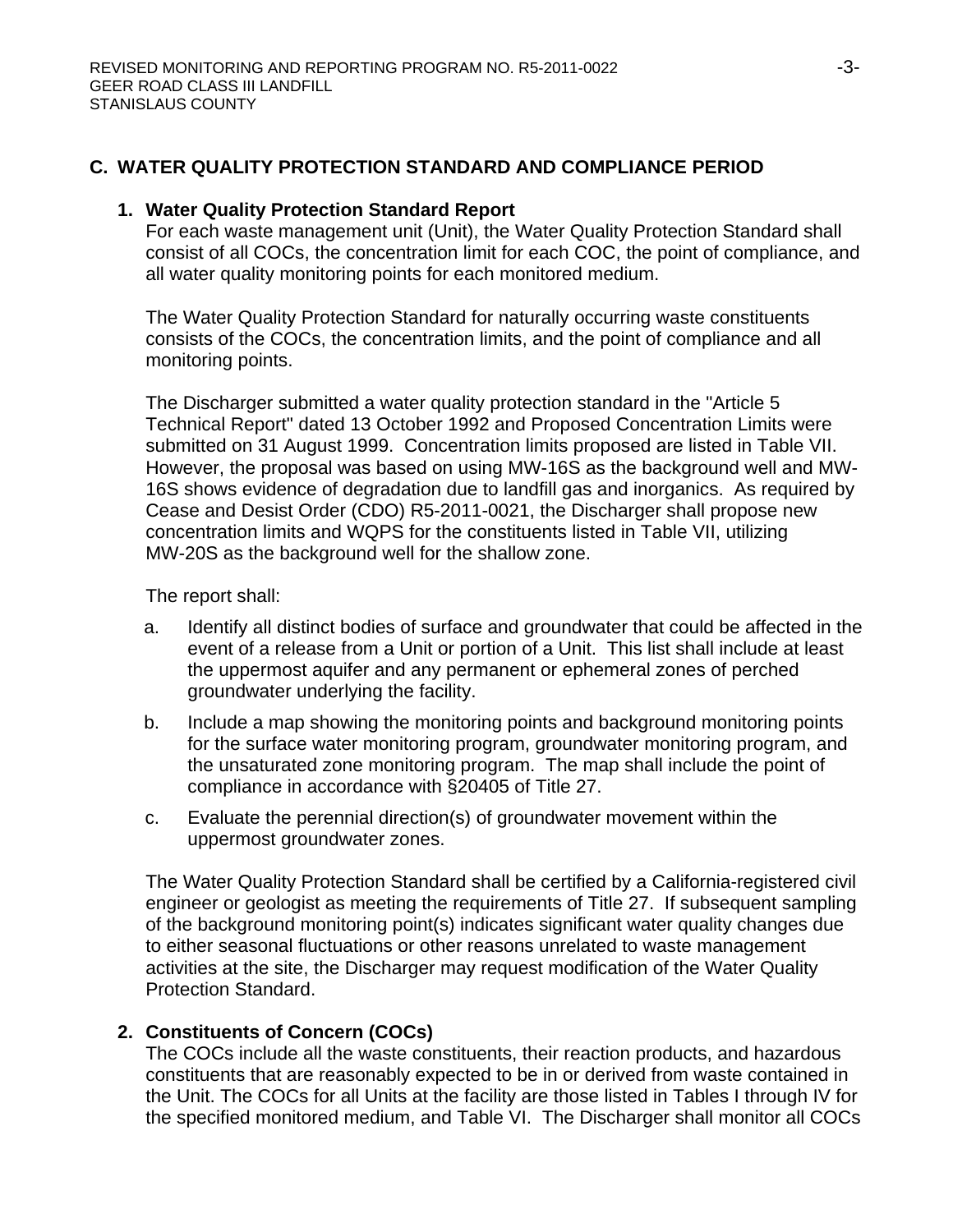## C. WATER QUALITY PROTECTION STANDARD AND COMPLIANCE PERIOD

### 1. Water Quality Protection Standard Report

For each waste management unit (Unit), the Water Quality Protection Standard shall consist of all COCs, the concentration limit for each COC, the point of compliance, and all water quality monitoring points for each monitored medium.

The Water Quality Protection Standard for naturally occurring waste constituents consists of the COCs, the concentration limits, and the point of compliance and all monitoring points.

The Discharger submitted a water quality protection standard in the "Article 5 Technical Report" dated 13 October 1992 and Proposed Concentration Limits were submitted on 31 August 1999. Concentration limits proposed are listed in Table VII. However, the proposal was based on using MW-16S as the background well and MW-16S shows evidence of degradation due to landfill gas and inorganics. As required by Cease and Desist Order (CDO) R5-2011-0021, the Discharger shall propose new concentration limits and WQPS for the constituents listed in Table VII, utilizing MW-20S as the background well for the shallow zone.

The report shall:

a. Identify all distinct bodies of surface and groundwater that could be affected in the event of a release from a Unit or portion of a Unit. This list shall include at least the uppermost aquifer and any permanent or ephemeral zones of perched groundwater underlying the facility.

b. Include a map showing the monitoring points and background monitoring points for the surface water monitoring program, groundwater monitoring program, and the unsaturated zone monitoring program. The map shall include the point of compliance in accordance with §20405 of Title 27.

c. Evaluate the perennial direction(s) of groundwater movement within the uppermost groundwater zones.

The Water Quality Protection Standard shall be certified by a California-registered civil engineer or geologist as meeting the requirements of Title 27. If subsequent sampling of the background monitoring point(s) indicates significant water quality changes due to either seasonal fluctuations or other reasons unrelated to waste management activities at the site, the Discharger may request modification of the Water Quality Protection Standard.

### 2. Constituents of Concern (COCs)

The COCs include all the waste constituents, their reaction products, and hazardous constituents that are reasonably expected to be in or derived from waste contained in the Unit. The COCs for all Units at the facility are those listed in Tables I through IV for the specified monitored medium, and Table VI. The Discharger shall monitor all COCs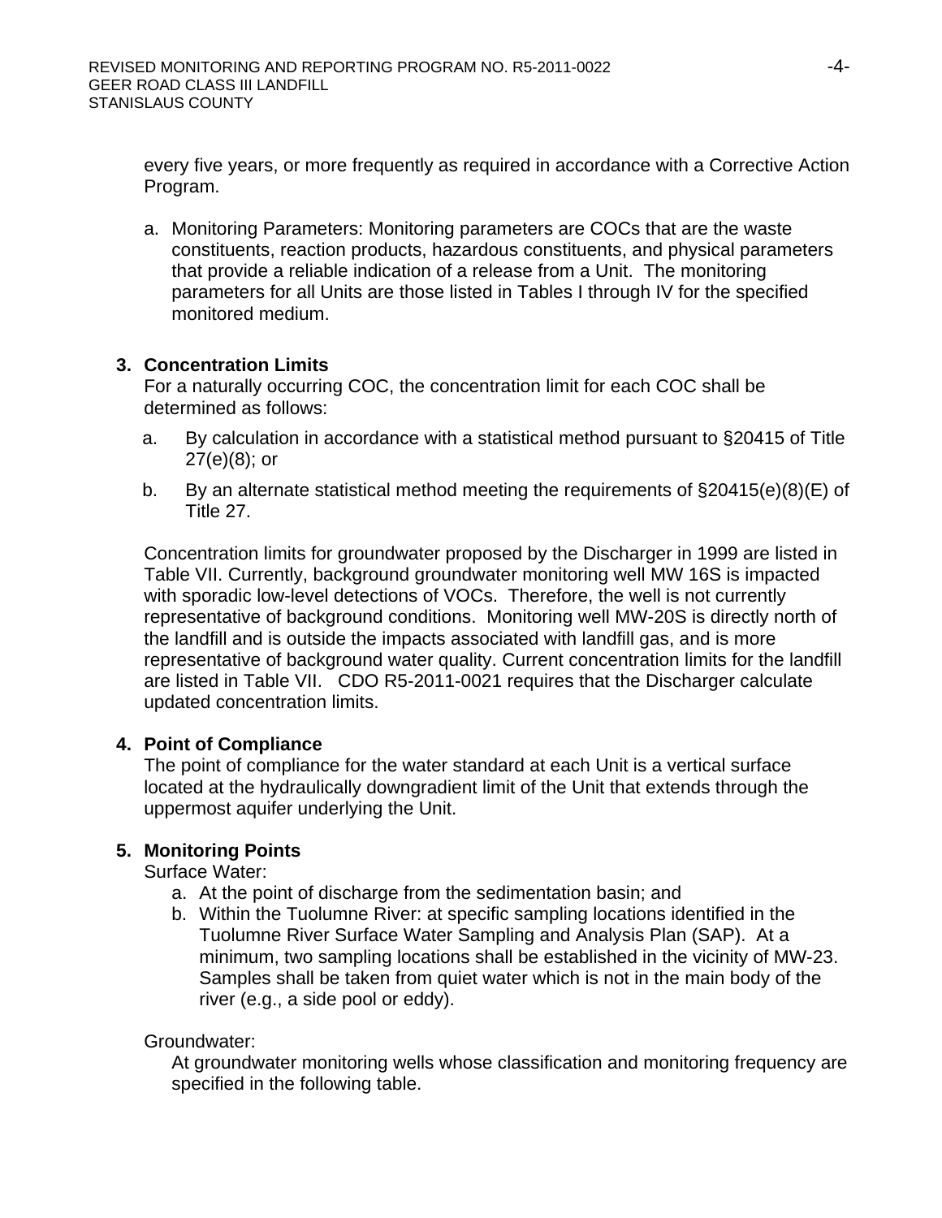every five years, or more frequently as required in accordance with a Corrective Action Program.

a. Monitoring Parameters: Monitoring parameters are COCs that are the waste constituents, reaction products, hazardous constituents, and physical parameters that provide a reliable indication of a release from a Unit. The monitoring parameters for all Units are those listed in Tables I through IV for the specified monitored medium.

**3. Concentration Limits**

For a naturally occurring COC, the concentration limit for each COC shall be determined as follows:

a. By calculation in accordance with a statistical method pursuant to §20415 of Title 27(e)(8); or

b. By an alternate statistical method meeting the requirements of §20415(e)(8)(E) of Title 27.

Concentration limits for groundwater proposed by the Discharger in 1999 are listed in Table VII. Currently, background groundwater monitoring well MW 16S is impacted with sporadic low-level detections of VOCs. Therefore, the well is not currently representative of background conditions. Monitoring well MW-20S is directly north of the landfill and is outside the impacts associated with landfill gas, and is more representative of background water quality. Current concentration limits for the landfill are listed in Table VII. CDO R5-2011-0021 requires that the Discharger calculate updated concentration limits.

**4. Point of Compliance**

The point of compliance for the water standard at each Unit is a vertical surface located at the hydraulically downgradient limit of the Unit that extends through the uppermost aquifer underlying the Unit.

**5. Monitoring Points**

Surface Water:

a. At the point of discharge from the sedimentation basin; and
b. Within the Tuolumne River: at specific sampling locations identified in the Tuolumne River Surface Water Sampling and Analysis Plan (SAP). At a minimum, two sampling locations shall be established in the vicinity of MW-23. Samples shall be taken from quiet water which is not in the main body of the river (e.g., a side pool or eddy).

Groundwater:

At groundwater monitoring wells whose classification and monitoring frequency are specified in the following table.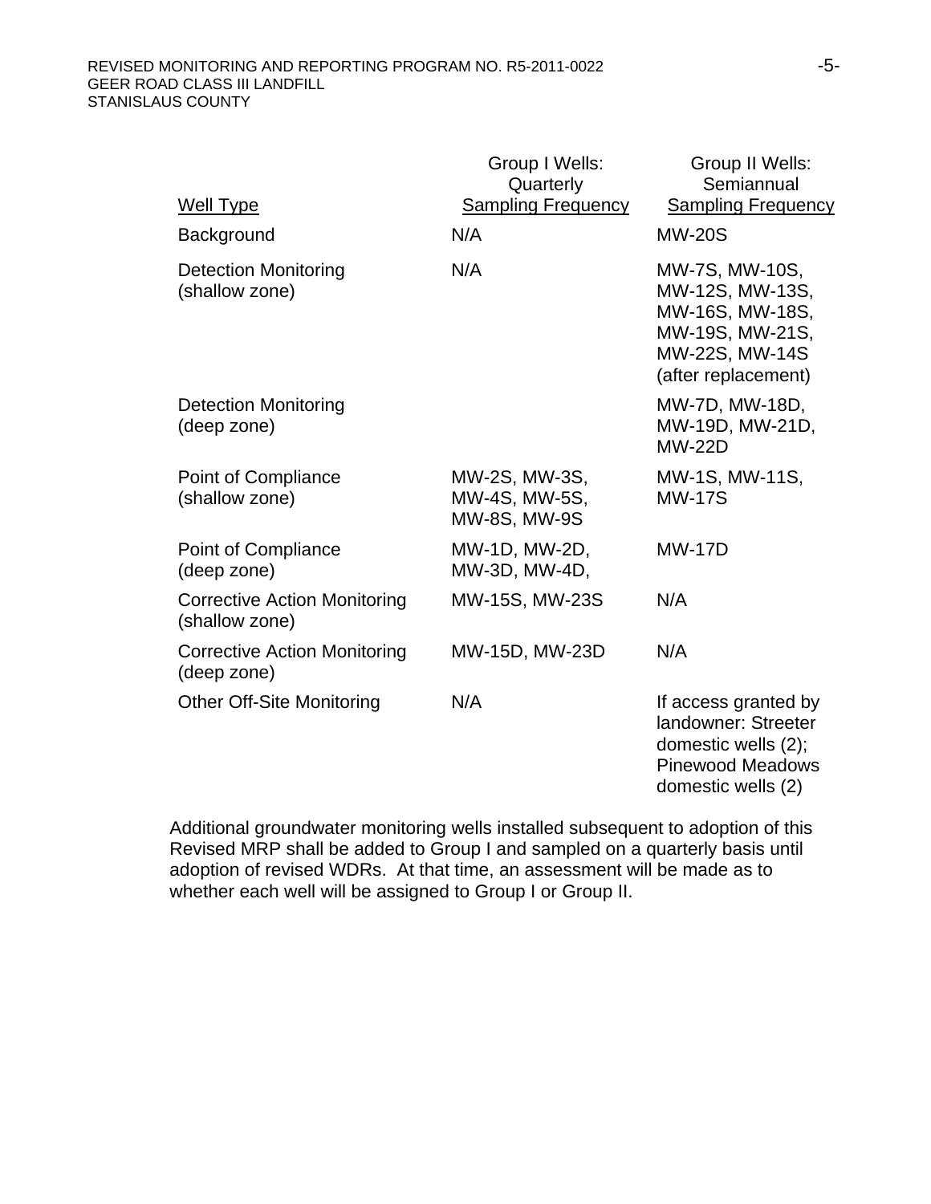| Well Type | Group I Wells: Quarterly Sampling Frequency | Group II Wells: Semiannual Sampling Frequency |
|---|---|---|
| Background | N/A | MW-20S |
| Detection Monitoring (shallow zone) | N/A | MW-7S, MW-10S, MW-12S, MW-13S, MW-16S, MW-18S, MW-19S, MW-21S, MW-22S, MW-14S (after replacement) |
| Detection Monitoring (deep zone) | | MW-7D, MW-18D, MW-19D, MW-21D, MW-22D |
| Point of Compliance (shallow zone) | MW-2S, MW-3S, MW-4S, MW-5S, MW-8S, MW-9S | MW-1S, MW-11S, MW-17S |
| Point of Compliance (deep zone) | MW-1D, MW-2D, MW-3D, MW-4D, | MW-17D |
| Corrective Action Monitoring (shallow zone) | MW-15S, MW-23S | N/A |
| Corrective Action Monitoring (deep zone) | MW-15D, MW-23D | N/A |
| Other Off-Site Monitoring | N/A | If access granted by landowner: Streeter domestic wells (2); Pinewood Meadows domestic wells (2) |

Additional groundwater monitoring wells installed subsequent to adoption of this Revised MRP shall be added to Group I and sampled on a quarterly basis until adoption of revised WDRs. At that time, an assessment will be made as to whether each well will be assigned to Group I or Group II.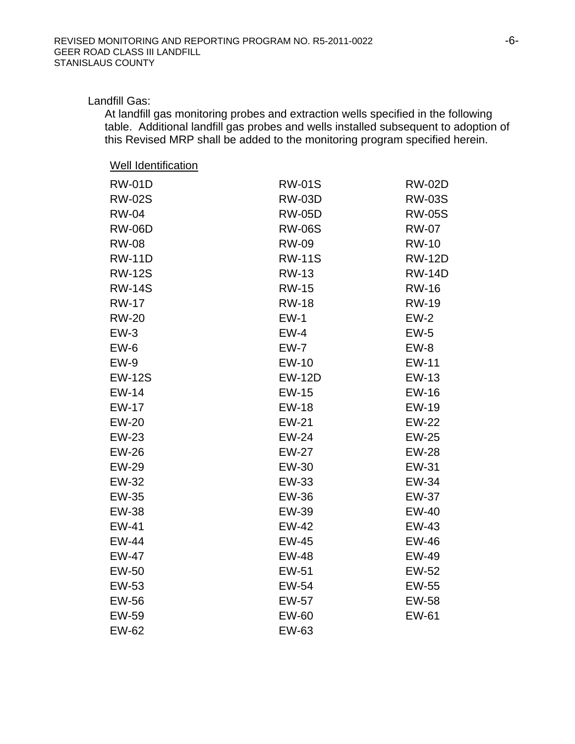Landfill Gas:

At landfill gas monitoring probes and extraction wells specified in the following table. Additional landfill gas probes and wells installed subsequent to adoption of this Revised MRP shall be added to the monitoring program specified herein.

<u>Well Identification</u>

| | | |
|---|---|---|
| RW-01D | RW-01S | RW-02D |
| RW-02S | RW-03D | RW-03S |
| RW-04 | RW-05D | RW-05S |
| RW-06D | RW-06S | RW-07 |
| RW-08 | RW-09 | RW-10 |
| RW-11D | RW-11S | RW-12D |
| RW-12S | RW-13 | RW-14D |
| RW-14S | RW-15 | RW-16 |
| RW-17 | RW-18 | RW-19 |
| RW-20 | EW-1 | EW-2 |
| EW-3 | EW-4 | EW-5 |
| EW-6 | EW-7 | EW-8 |
| EW-9 | EW-10 | EW-11 |
| EW-12S | EW-12D | EW-13 |
| EW-14 | EW-15 | EW-16 |
| EW-17 | EW-18 | EW-19 |
| EW-20 | EW-21 | EW-22 |
| EW-23 | EW-24 | EW-25 |
| EW-26 | EW-27 | EW-28 |
| EW-29 | EW-30 | EW-31 |
| EW-32 | EW-33 | EW-34 |
| EW-35 | EW-36 | EW-37 |
| EW-38 | EW-39 | EW-40 |
| EW-41 | EW-42 | EW-43 |
| EW-44 | EW-45 | EW-46 |
| EW-47 | EW-48 | EW-49 |
| EW-50 | EW-51 | EW-52 |
| EW-53 | EW-54 | EW-55 |
| EW-56 | EW-57 | EW-58 |
| EW-59 | EW-60 | EW-61 |
| EW-62 | EW-63 | |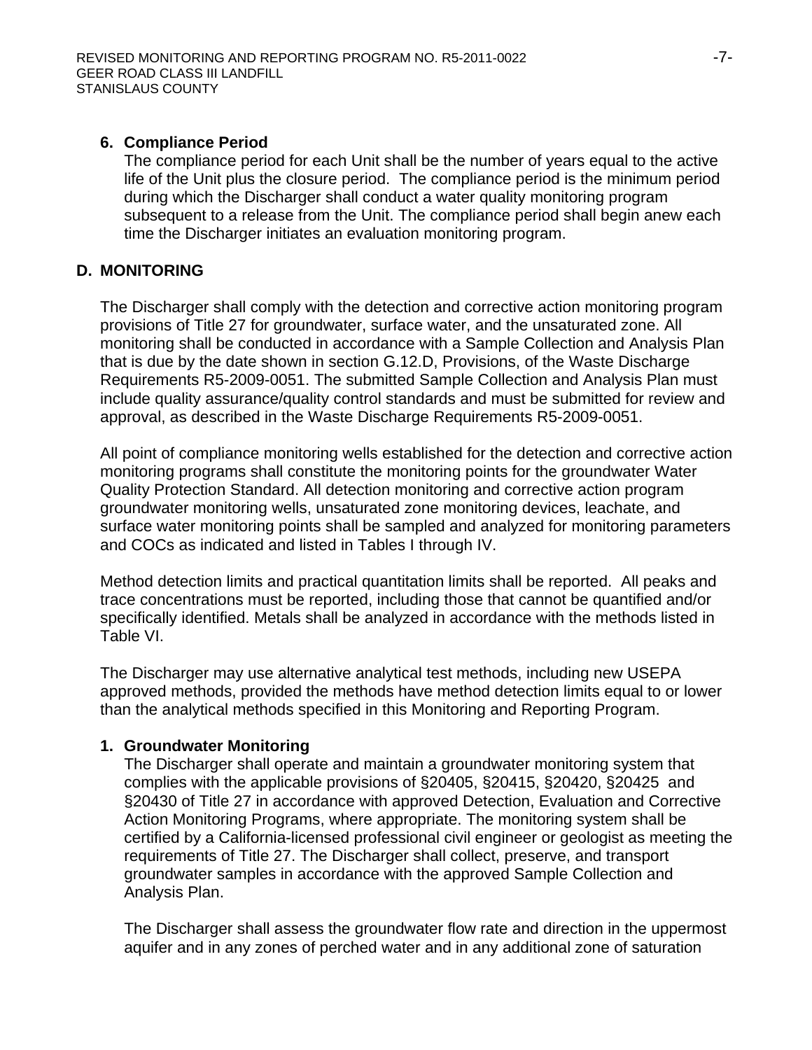### 6. Compliance Period

The compliance period for each Unit shall be the number of years equal to the active life of the Unit plus the closure period. The compliance period is the minimum period during which the Discharger shall conduct a water quality monitoring program subsequent to a release from the Unit. The compliance period shall begin anew each time the Discharger initiates an evaluation monitoring program.

## D. MONITORING

The Discharger shall comply with the detection and corrective action monitoring program provisions of Title 27 for groundwater, surface water, and the unsaturated zone. All monitoring shall be conducted in accordance with a Sample Collection and Analysis Plan that is due by the date shown in section G.12.D, Provisions, of the Waste Discharge Requirements R5-2009-0051. The submitted Sample Collection and Analysis Plan must include quality assurance/quality control standards and must be submitted for review and approval, as described in the Waste Discharge Requirements R5-2009-0051.

All point of compliance monitoring wells established for the detection and corrective action monitoring programs shall constitute the monitoring points for the groundwater Water Quality Protection Standard. All detection monitoring and corrective action program groundwater monitoring wells, unsaturated zone monitoring devices, leachate, and surface water monitoring points shall be sampled and analyzed for monitoring parameters and COCs as indicated and listed in Tables I through IV.

Method detection limits and practical quantitation limits shall be reported. All peaks and trace concentrations must be reported, including those that cannot be quantified and/or specifically identified. Metals shall be analyzed in accordance with the methods listed in Table VI.

The Discharger may use alternative analytical test methods, including new USEPA approved methods, provided the methods have method detection limits equal to or lower than the analytical methods specified in this Monitoring and Reporting Program.

### 1. Groundwater Monitoring

The Discharger shall operate and maintain a groundwater monitoring system that complies with the applicable provisions of §20405, §20415, §20420, §20425 and §20430 of Title 27 in accordance with approved Detection, Evaluation and Corrective Action Monitoring Programs, where appropriate. The monitoring system shall be certified by a California-licensed professional civil engineer or geologist as meeting the requirements of Title 27. The Discharger shall collect, preserve, and transport groundwater samples in accordance with the approved Sample Collection and Analysis Plan.

The Discharger shall assess the groundwater flow rate and direction in the uppermost aquifer and in any zones of perched water and in any additional zone of saturation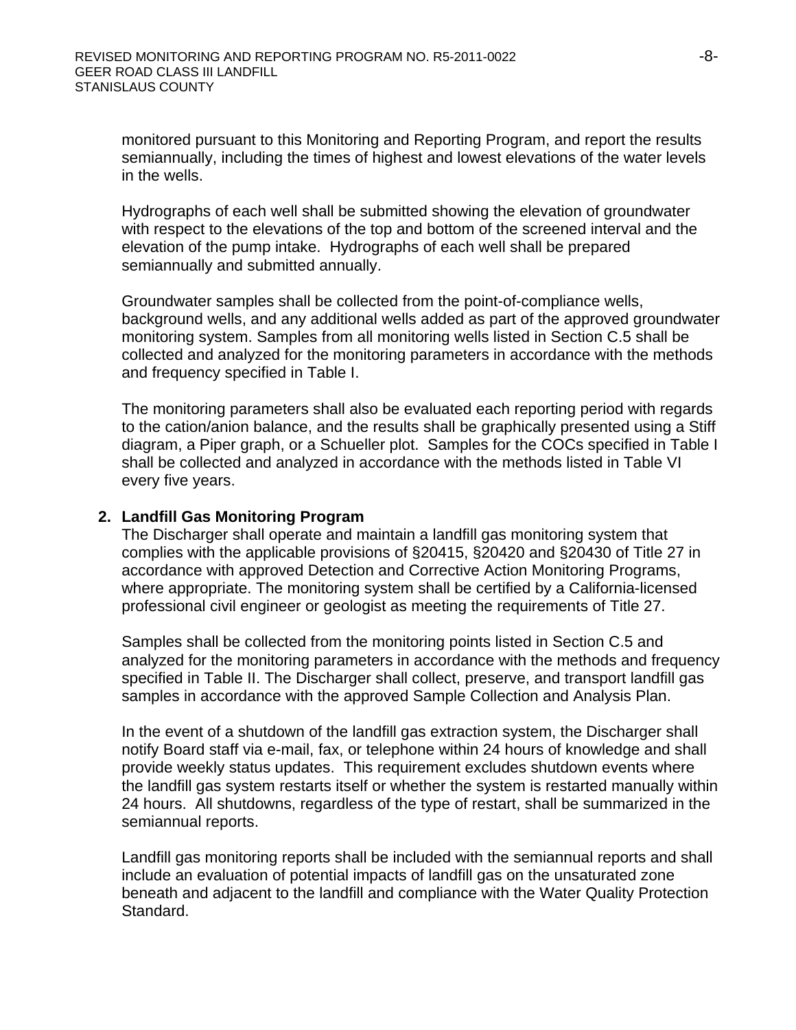monitored pursuant to this Monitoring and Reporting Program, and report the results semiannually, including the times of highest and lowest elevations of the water levels in the wells.

Hydrographs of each well shall be submitted showing the elevation of groundwater with respect to the elevations of the top and bottom of the screened interval and the elevation of the pump intake. Hydrographs of each well shall be prepared semiannually and submitted annually.

Groundwater samples shall be collected from the point-of-compliance wells, background wells, and any additional wells added as part of the approved groundwater monitoring system. Samples from all monitoring wells listed in Section C.5 shall be collected and analyzed for the monitoring parameters in accordance with the methods and frequency specified in Table I.

The monitoring parameters shall also be evaluated each reporting period with regards to the cation/anion balance, and the results shall be graphically presented using a Stiff diagram, a Piper graph, or a Schueller plot. Samples for the COCs specified in Table I shall be collected and analyzed in accordance with the methods listed in Table VI every five years.

**2. Landfill Gas Monitoring Program**

The Discharger shall operate and maintain a landfill gas monitoring system that complies with the applicable provisions of §20415, §20420 and §20430 of Title 27 in accordance with approved Detection and Corrective Action Monitoring Programs, where appropriate. The monitoring system shall be certified by a California-licensed professional civil engineer or geologist as meeting the requirements of Title 27.

Samples shall be collected from the monitoring points listed in Section C.5 and analyzed for the monitoring parameters in accordance with the methods and frequency specified in Table II. The Discharger shall collect, preserve, and transport landfill gas samples in accordance with the approved Sample Collection and Analysis Plan.

In the event of a shutdown of the landfill gas extraction system, the Discharger shall notify Board staff via e-mail, fax, or telephone within 24 hours of knowledge and shall provide weekly status updates. This requirement excludes shutdown events where the landfill gas system restarts itself or whether the system is restarted manually within 24 hours. All shutdowns, regardless of the type of restart, shall be summarized in the semiannual reports.

Landfill gas monitoring reports shall be included with the semiannual reports and shall include an evaluation of potential impacts of landfill gas on the unsaturated zone beneath and adjacent to the landfill and compliance with the Water Quality Protection Standard.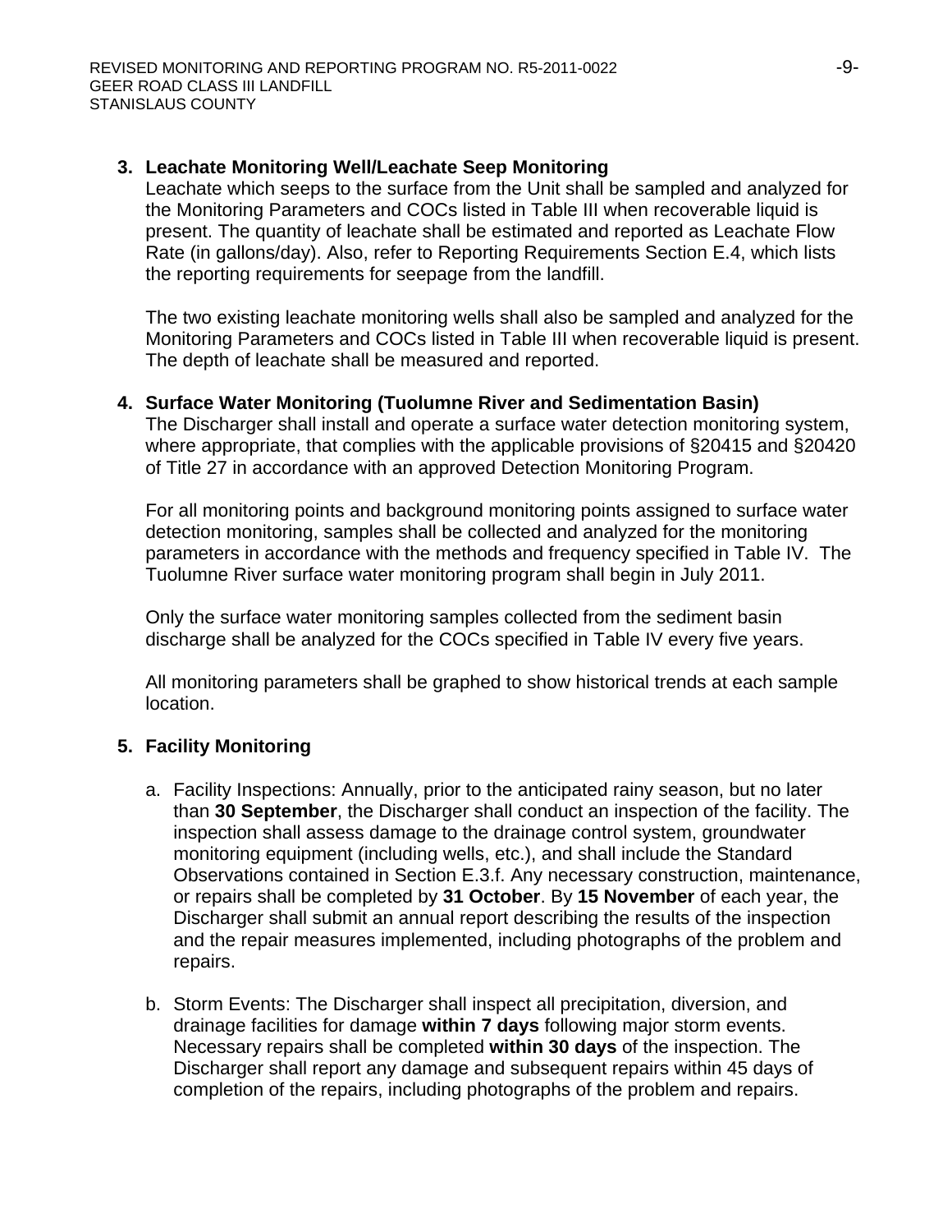3. **Leachate Monitoring Well/Leachate Seep Monitoring**
   Leachate which seeps to the surface from the Unit shall be sampled and analyzed for the Monitoring Parameters and COCs listed in Table III when recoverable liquid is present. The quantity of leachate shall be estimated and reported as Leachate Flow Rate (in gallons/day). Also, refer to Reporting Requirements Section E.4, which lists the reporting requirements for seepage from the landfill.

   The two existing leachate monitoring wells shall also be sampled and analyzed for the Monitoring Parameters and COCs listed in Table III when recoverable liquid is present. The depth of leachate shall be measured and reported.

4. **Surface Water Monitoring (Tuolumne River and Sedimentation Basin)**
   The Discharger shall install and operate a surface water detection monitoring system, where appropriate, that complies with the applicable provisions of §20415 and §20420 of Title 27 in accordance with an approved Detection Monitoring Program.

   For all monitoring points and background monitoring points assigned to surface water detection monitoring, samples shall be collected and analyzed for the monitoring parameters in accordance with the methods and frequency specified in Table IV. The Tuolumne River surface water monitoring program shall begin in July 2011.

   Only the surface water monitoring samples collected from the sediment basin discharge shall be analyzed for the COCs specified in Table IV every five years.

   All monitoring parameters shall be graphed to show historical trends at each sample location.

5. **Facility Monitoring**

   a. Facility Inspections: Annually, prior to the anticipated rainy season, but no later than **30 September**, the Discharger shall conduct an inspection of the facility. The inspection shall assess damage to the drainage control system, groundwater monitoring equipment (including wells, etc.), and shall include the Standard Observations contained in Section E.3.f. Any necessary construction, maintenance, or repairs shall be completed by **31 October**. By **15 November** of each year, the Discharger shall submit an annual report describing the results of the inspection and the repair measures implemented, including photographs of the problem and repairs.

   b. Storm Events: The Discharger shall inspect all precipitation, diversion, and drainage facilities for damage **within 7 days** following major storm events. Necessary repairs shall be completed **within 30 days** of the inspection. The Discharger shall report any damage and subsequent repairs within 45 days of completion of the repairs, including photographs of the problem and repairs.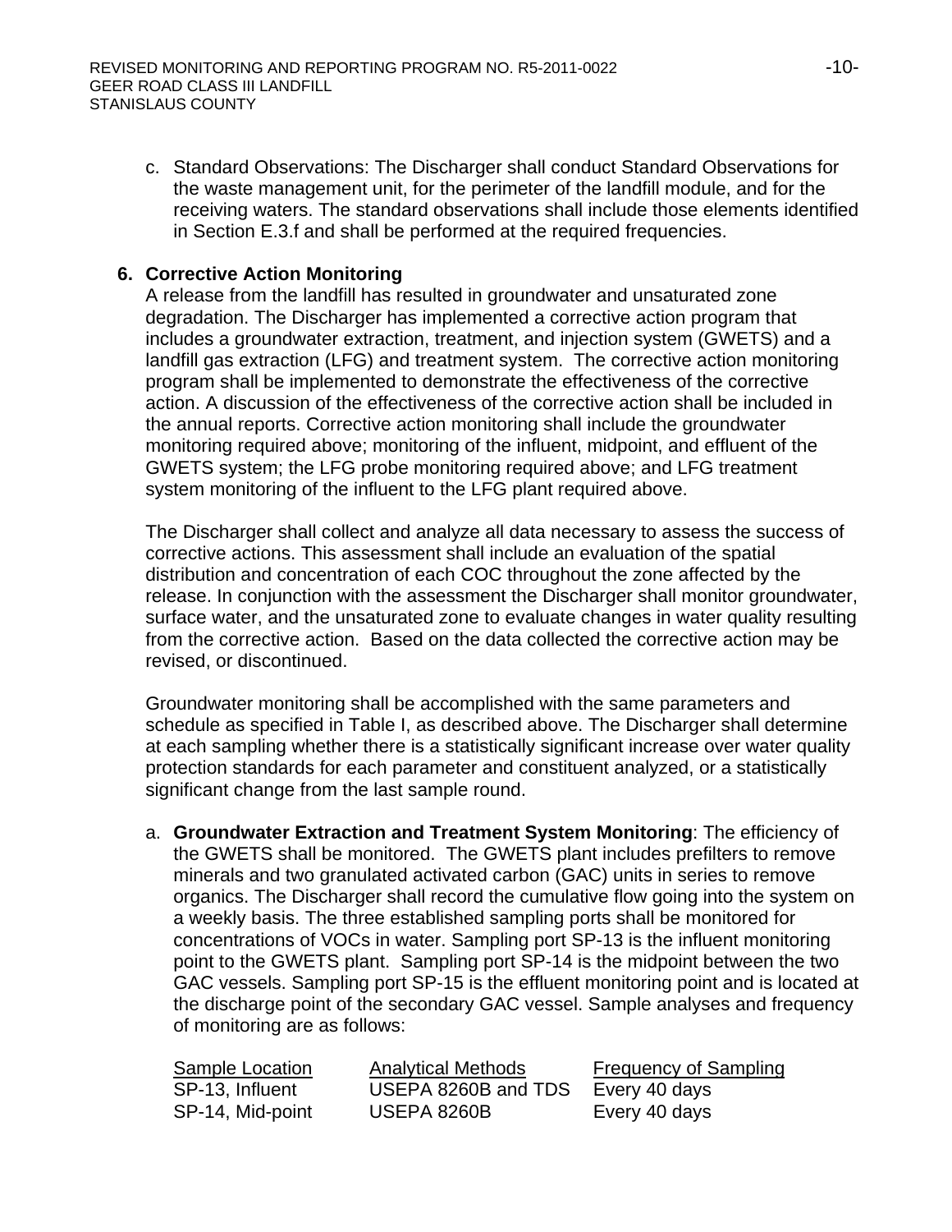c. Standard Observations: The Discharger shall conduct Standard Observations for the waste management unit, for the perimeter of the landfill module, and for the receiving waters. The standard observations shall include those elements identified in Section E.3.f and shall be performed at the required frequencies.

**6. Corrective Action Monitoring**

A release from the landfill has resulted in groundwater and unsaturated zone degradation. The Discharger has implemented a corrective action program that includes a groundwater extraction, treatment, and injection system (GWETS) and a landfill gas extraction (LFG) and treatment system. The corrective action monitoring program shall be implemented to demonstrate the effectiveness of the corrective action. A discussion of the effectiveness of the corrective action shall be included in the annual reports. Corrective action monitoring shall include the groundwater monitoring required above; monitoring of the influent, midpoint, and effluent of the GWETS system; the LFG probe monitoring required above; and LFG treatment system monitoring of the influent to the LFG plant required above.

The Discharger shall collect and analyze all data necessary to assess the success of corrective actions. This assessment shall include an evaluation of the spatial distribution and concentration of each COC throughout the zone affected by the release. In conjunction with the assessment the Discharger shall monitor groundwater, surface water, and the unsaturated zone to evaluate changes in water quality resulting from the corrective action. Based on the data collected the corrective action may be revised, or discontinued.

Groundwater monitoring shall be accomplished with the same parameters and schedule as specified in Table I, as described above. The Discharger shall determine at each sampling whether there is a statistically significant increase over water quality protection standards for each parameter and constituent analyzed, or a statistically significant change from the last sample round.

a. **Groundwater Extraction and Treatment System Monitoring**: The efficiency of the GWETS shall be monitored. The GWETS plant includes prefilters to remove minerals and two granulated activated carbon (GAC) units in series to remove organics. The Discharger shall record the cumulative flow going into the system on a weekly basis. The three established sampling ports shall be monitored for concentrations of VOCs in water. Sampling port SP-13 is the influent monitoring point to the GWETS plant. Sampling port SP-14 is the midpoint between the two GAC vessels. Sampling port SP-15 is the effluent monitoring point and is located at the discharge point of the secondary GAC vessel. Sample analyses and frequency of monitoring are as follows:

| Sample Location | Analytical Methods | Frequency of Sampling |
|---|---|---|
| SP-13, Influent | USEPA 8260B and TDS | Every 40 days |
| SP-14, Mid-point | USEPA 8260B | Every 40 days |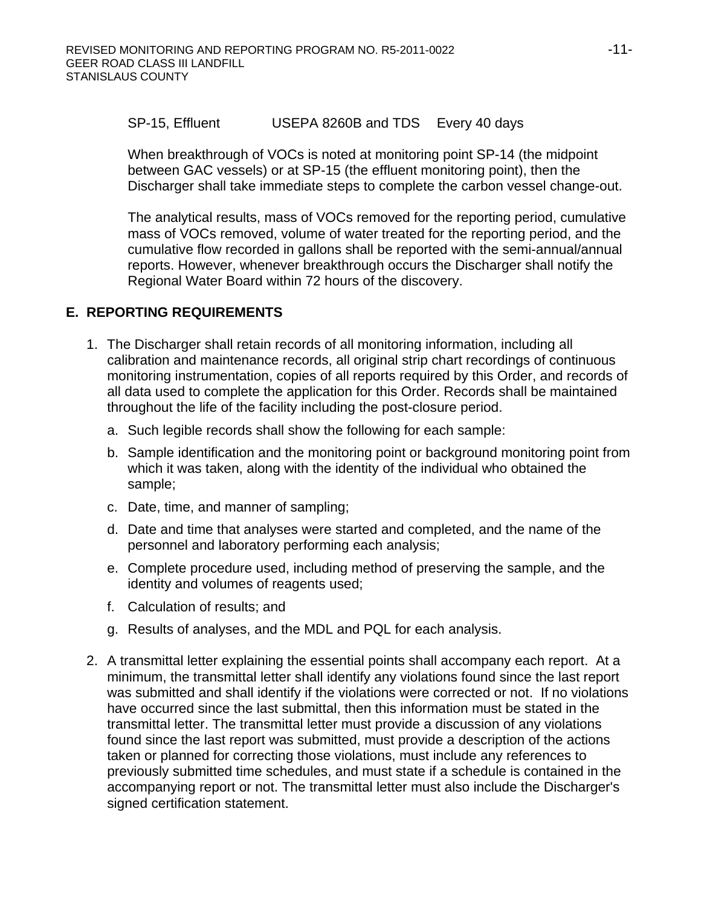SP-15, Effluent USEPA 8260B and TDS Every 40 days

When breakthrough of VOCs is noted at monitoring point SP-14 (the midpoint between GAC vessels) or at SP-15 (the effluent monitoring point), then the Discharger shall take immediate steps to complete the carbon vessel change-out.

The analytical results, mass of VOCs removed for the reporting period, cumulative mass of VOCs removed, volume of water treated for the reporting period, and the cumulative flow recorded in gallons shall be reported with the semi-annual/annual reports. However, whenever breakthrough occurs the Discharger shall notify the Regional Water Board within 72 hours of the discovery.

## E. REPORTING REQUIREMENTS

1. The Discharger shall retain records of all monitoring information, including all calibration and maintenance records, all original strip chart recordings of continuous monitoring instrumentation, copies of all reports required by this Order, and records of all data used to complete the application for this Order. Records shall be maintained throughout the life of the facility including the post-closure period.

   a. Such legible records shall show the following for each sample:

   b. Sample identification and the monitoring point or background monitoring point from which it was taken, along with the identity of the individual who obtained the sample;

   c. Date, time, and manner of sampling;

   d. Date and time that analyses were started and completed, and the name of the personnel and laboratory performing each analysis;

   e. Complete procedure used, including method of preserving the sample, and the identity and volumes of reagents used;

   f. Calculation of results; and

   g. Results of analyses, and the MDL and PQL for each analysis.

2. A transmittal letter explaining the essential points shall accompany each report. At a minimum, the transmittal letter shall identify any violations found since the last report was submitted and shall identify if the violations were corrected or not. If no violations have occurred since the last submittal, then this information must be stated in the transmittal letter. The transmittal letter must provide a discussion of any violations found since the last report was submitted, must provide a description of the actions taken or planned for correcting those violations, must include any references to previously submitted time schedules, and must state if a schedule is contained in the accompanying report or not. The transmittal letter must also include the Discharger's signed certification statement.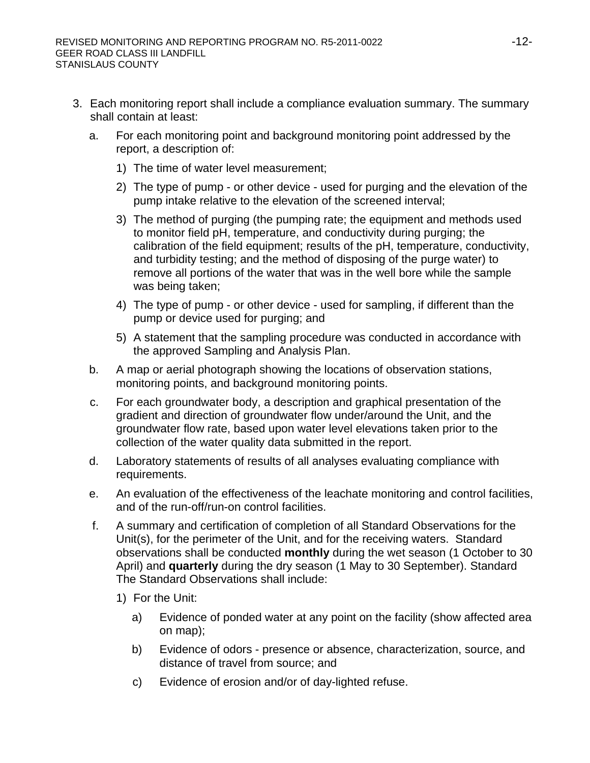3. Each monitoring report shall include a compliance evaluation summary. The summary shall contain at least:

   a. For each monitoring point and background monitoring point addressed by the report, a description of:

      1) The time of water level measurement;

      2) The type of pump - or other device - used for purging and the elevation of the pump intake relative to the elevation of the screened interval;

      3) The method of purging (the pumping rate; the equipment and methods used to monitor field pH, temperature, and conductivity during purging; the calibration of the field equipment; results of the pH, temperature, conductivity, and turbidity testing; and the method of disposing of the purge water) to remove all portions of the water that was in the well bore while the sample was being taken;

      4) The type of pump - or other device - used for sampling, if different than the pump or device used for purging; and

      5) A statement that the sampling procedure was conducted in accordance with the approved Sampling and Analysis Plan.

   b. A map or aerial photograph showing the locations of observation stations, monitoring points, and background monitoring points.

   c. For each groundwater body, a description and graphical presentation of the gradient and direction of groundwater flow under/around the Unit, and the groundwater flow rate, based upon water level elevations taken prior to the collection of the water quality data submitted in the report.

   d. Laboratory statements of results of all analyses evaluating compliance with requirements.

   e. An evaluation of the effectiveness of the leachate monitoring and control facilities, and of the run-off/run-on control facilities.

   f. A summary and certification of completion of all Standard Observations for the Unit(s), for the perimeter of the Unit, and for the receiving waters. Standard observations shall be conducted **monthly** during the wet season (1 October to 30 April) and **quarterly** during the dry season (1 May to 30 September). Standard The Standard Observations shall include:

      1) For the Unit:

         a) Evidence of ponded water at any point on the facility (show affected area on map);

         b) Evidence of odors - presence or absence, characterization, source, and distance of travel from source; and

         c) Evidence of erosion and/or of day-lighted refuse.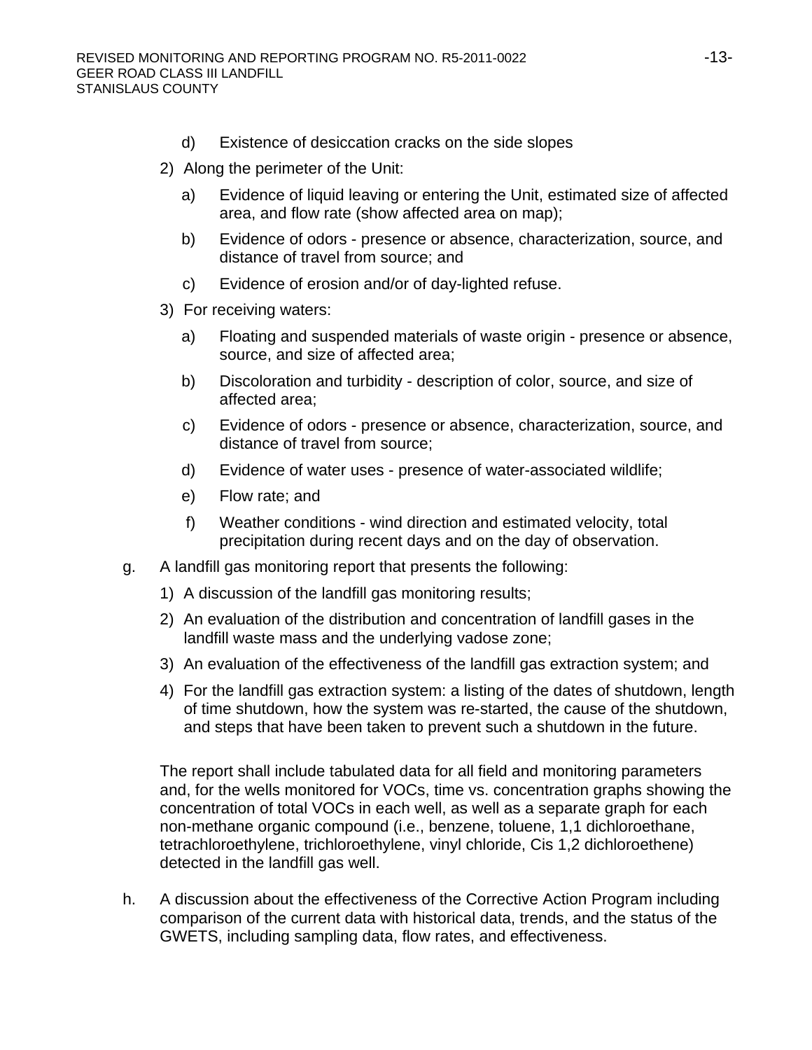d) Existence of desiccation cracks on the side slopes

2) Along the perimeter of the Unit:

a) Evidence of liquid leaving or entering the Unit, estimated size of affected area, and flow rate (show affected area on map);

b) Evidence of odors - presence or absence, characterization, source, and distance of travel from source; and

c) Evidence of erosion and/or of day-lighted refuse.

3) For receiving waters:

a) Floating and suspended materials of waste origin - presence or absence, source, and size of affected area;

b) Discoloration and turbidity - description of color, source, and size of affected area;

c) Evidence of odors - presence or absence, characterization, source, and distance of travel from source;

d) Evidence of water uses - presence of water-associated wildlife;

e) Flow rate; and

f) Weather conditions - wind direction and estimated velocity, total precipitation during recent days and on the day of observation.

g. A landfill gas monitoring report that presents the following:

1) A discussion of the landfill gas monitoring results;

2) An evaluation of the distribution and concentration of landfill gases in the landfill waste mass and the underlying vadose zone;

3) An evaluation of the effectiveness of the landfill gas extraction system; and

4) For the landfill gas extraction system: a listing of the dates of shutdown, length of time shutdown, how the system was re-started, the cause of the shutdown, and steps that have been taken to prevent such a shutdown in the future.

The report shall include tabulated data for all field and monitoring parameters and, for the wells monitored for VOCs, time vs. concentration graphs showing the concentration of total VOCs in each well, as well as a separate graph for each non-methane organic compound (i.e., benzene, toluene, 1,1 dichloroethane, tetrachloroethylene, trichloroethylene, vinyl chloride, Cis 1,2 dichloroethene) detected in the landfill gas well.

h. A discussion about the effectiveness of the Corrective Action Program including comparison of the current data with historical data, trends, and the status of the GWETS, including sampling data, flow rates, and effectiveness.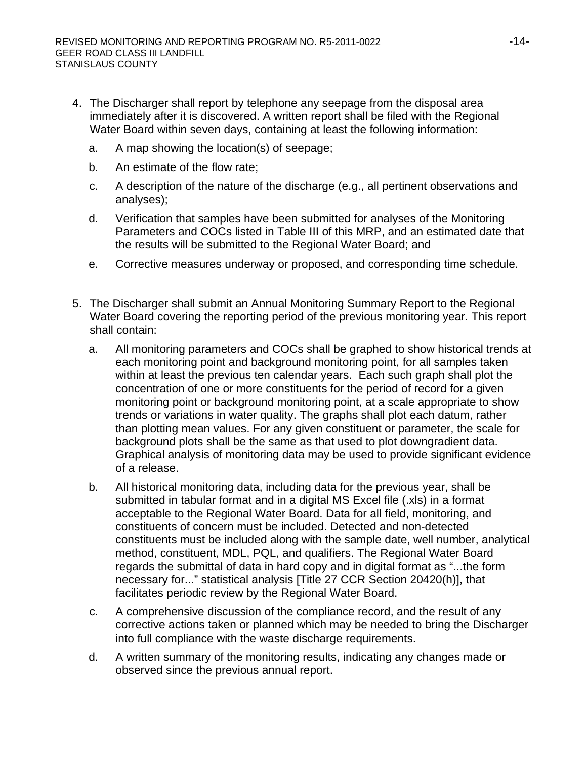4. The Discharger shall report by telephone any seepage from the disposal area immediately after it is discovered. A written report shall be filed with the Regional Water Board within seven days, containing at least the following information:

   a. A map showing the location(s) of seepage;

   b. An estimate of the flow rate;

   c. A description of the nature of the discharge (e.g., all pertinent observations and analyses);

   d. Verification that samples have been submitted for analyses of the Monitoring Parameters and COCs listed in Table III of this MRP, and an estimated date that the results will be submitted to the Regional Water Board; and

   e. Corrective measures underway or proposed, and corresponding time schedule.

5. The Discharger shall submit an Annual Monitoring Summary Report to the Regional Water Board covering the reporting period of the previous monitoring year. This report shall contain:

   a. All monitoring parameters and COCs shall be graphed to show historical trends at each monitoring point and background monitoring point, for all samples taken within at least the previous ten calendar years. Each such graph shall plot the concentration of one or more constituents for the period of record for a given monitoring point or background monitoring point, at a scale appropriate to show trends or variations in water quality. The graphs shall plot each datum, rather than plotting mean values. For any given constituent or parameter, the scale for background plots shall be the same as that used to plot downgradient data. Graphical analysis of monitoring data may be used to provide significant evidence of a release.

   b. All historical monitoring data, including data for the previous year, shall be submitted in tabular format and in a digital MS Excel file (.xls) in a format acceptable to the Regional Water Board. Data for all field, monitoring, and constituents of concern must be included. Detected and non-detected constituents must be included along with the sample date, well number, analytical method, constituent, MDL, PQL, and qualifiers. The Regional Water Board regards the submittal of data in hard copy and in digital format as "...the form necessary for..." statistical analysis [Title 27 CCR Section 20420(h)], that facilitates periodic review by the Regional Water Board.

   c. A comprehensive discussion of the compliance record, and the result of any corrective actions taken or planned which may be needed to bring the Discharger into full compliance with the waste discharge requirements.

   d. A written summary of the monitoring results, indicating any changes made or observed since the previous annual report.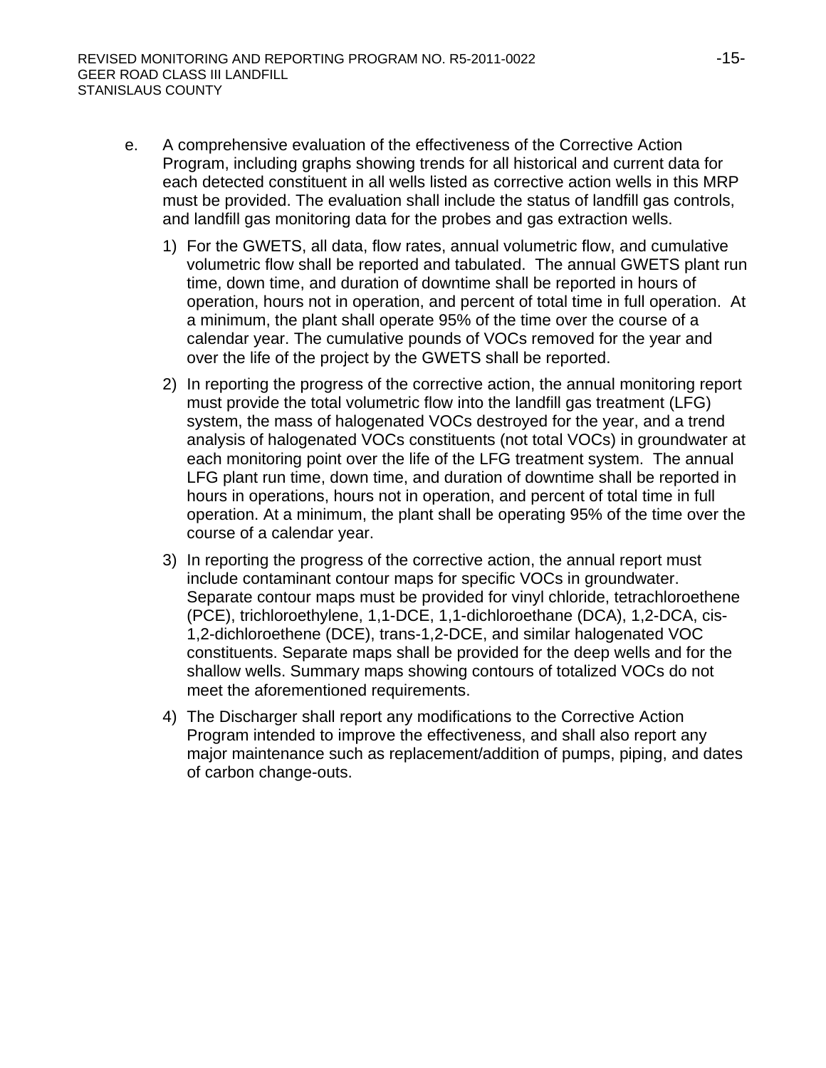e. A comprehensive evaluation of the effectiveness of the Corrective Action Program, including graphs showing trends for all historical and current data for each detected constituent in all wells listed as corrective action wells in this MRP must be provided. The evaluation shall include the status of landfill gas controls, and landfill gas monitoring data for the probes and gas extraction wells.

   1) For the GWETS, all data, flow rates, annual volumetric flow, and cumulative volumetric flow shall be reported and tabulated. The annual GWETS plant run time, down time, and duration of downtime shall be reported in hours of operation, hours not in operation, and percent of total time in full operation. At a minimum, the plant shall operate 95% of the time over the course of a calendar year. The cumulative pounds of VOCs removed for the year and over the life of the project by the GWETS shall be reported.

   2) In reporting the progress of the corrective action, the annual monitoring report must provide the total volumetric flow into the landfill gas treatment (LFG) system, the mass of halogenated VOCs destroyed for the year, and a trend analysis of halogenated VOCs constituents (not total VOCs) in groundwater at each monitoring point over the life of the LFG treatment system. The annual LFG plant run time, down time, and duration of downtime shall be reported in hours in operations, hours not in operation, and percent of total time in full operation. At a minimum, the plant shall be operating 95% of the time over the course of a calendar year.

   3) In reporting the progress of the corrective action, the annual report must include contaminant contour maps for specific VOCs in groundwater. Separate contour maps must be provided for vinyl chloride, tetrachloroethene (PCE), trichloroethylene, 1,1-DCE, 1,1-dichloroethane (DCA), 1,2-DCA, cis-1,2-dichloroethene (DCE), trans-1,2-DCE, and similar halogenated VOC constituents. Separate maps shall be provided for the deep wells and for the shallow wells. Summary maps showing contours of totalized VOCs do not meet the aforementioned requirements.

   4) The Discharger shall report any modifications to the Corrective Action Program intended to improve the effectiveness, and shall also report any major maintenance such as replacement/addition of pumps, piping, and dates of carbon change-outs.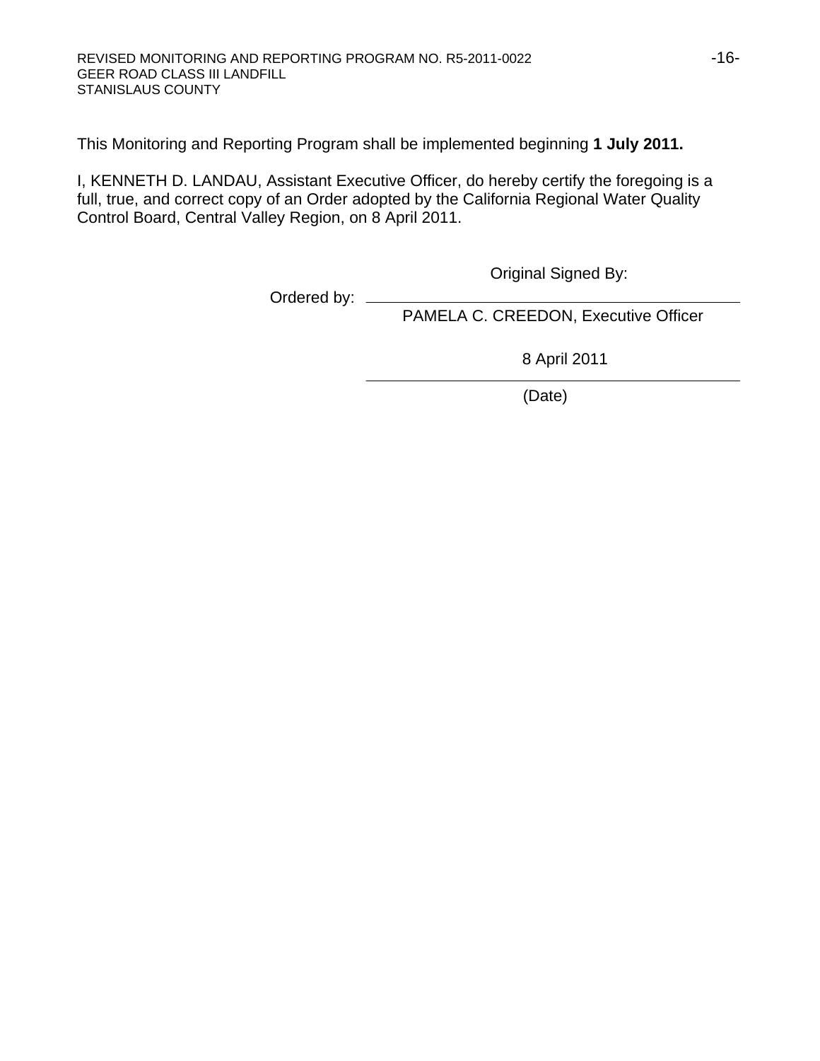This Monitoring and Reporting Program shall be implemented beginning **1 July 2011.**

I, KENNETH D. LANDAU, Assistant Executive Officer, do hereby certify the foregoing is a full, true, and correct copy of an Order adopted by the California Regional Water Quality Control Board, Central Valley Region, on 8 April 2011.

Original Signed By:

Ordered by: \_\_\_\_\_\_\_\_\_\_\_\_\_\_\_\_\_\_\_\_\_\_\_\_\_\_\_\_\_\_\_\_

PAMELA C. CREEDON, Executive Officer

8 April 2011

\_\_\_\_\_\_\_\_\_\_\_\_\_\_\_\_\_\_\_\_\_\_\_\_\_\_\_\_\_\_\_\_

(Date)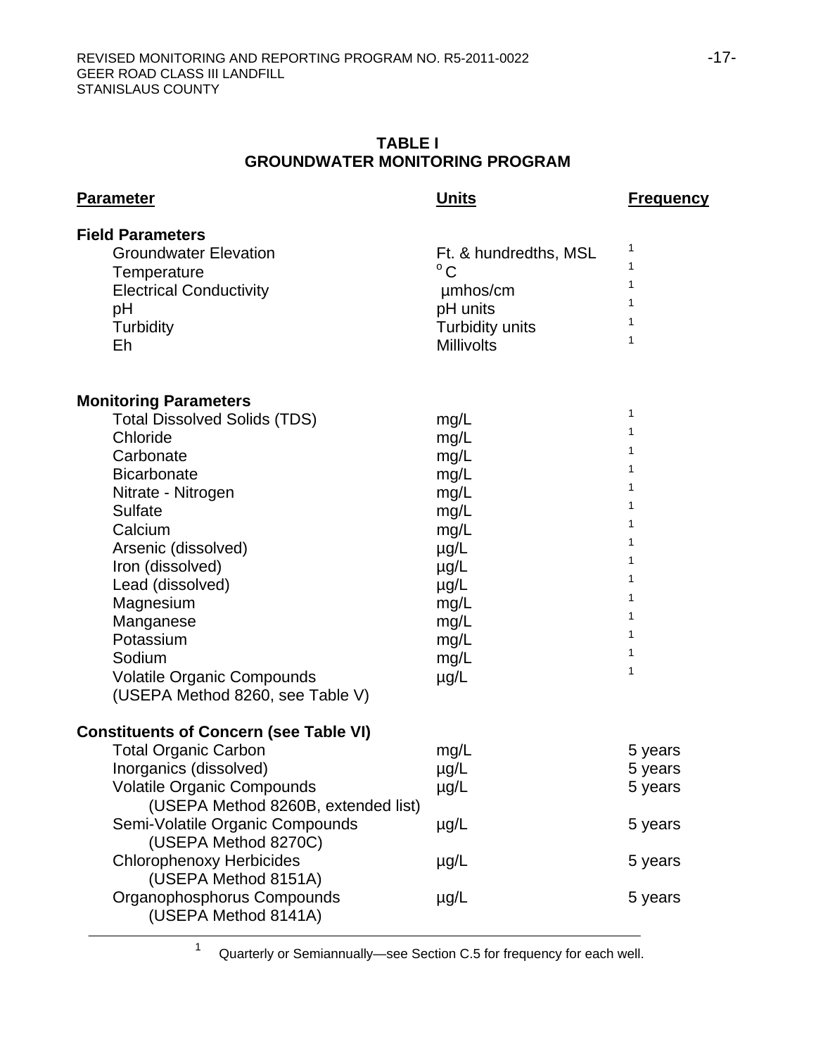**TABLE I**
**GROUNDWATER MONITORING PROGRAM**

| Parameter | Units | Frequency |
|---|---|---|
| **Field Parameters** | | |
| Groundwater Elevation | Ft. & hundredths, MSL | [1] |
| Temperature | $^{o}C$ | [1] |
| Electrical Conductivity | µmhos/cm | [1] |
| pH | pH units | [1] |
| Turbidity | Turbidity units | [1] |
| Eh | Millivolts | [1] |
| **Monitoring Parameters** | | |
| Total Dissolved Solids (TDS) | mg/L | [1] |
| Chloride | mg/L | [1] |
| Carbonate | mg/L | [1] |
| Bicarbonate | mg/L | [1] |
| Nitrate - Nitrogen | mg/L | [1] |
| Sulfate | mg/L | [1] |
| Calcium | mg/L | [1] |
| Arsenic (dissolved) | µg/L | [1] |
| Iron (dissolved) | µg/L | [1] |
| Lead (dissolved) | µg/L | [1] |
| Magnesium | mg/L | [1] |
| Manganese | mg/L | [1] |
| Potassium | mg/L | [1] |
| Sodium | mg/L | [1] |
| Volatile Organic Compounds (USEPA Method 8260, see Table V) | µg/L | [1] |
| **Constituents of Concern (see Table VI)** | | |
| Total Organic Carbon | mg/L | 5 years |
| Inorganics (dissolved) | µg/L | 5 years |
| Volatile Organic Compounds (USEPA Method 8260B, extended list) | µg/L | 5 years |
| Semi-Volatile Organic Compounds (USEPA Method 8270C) | µg/L | 5 years |
| Chlorophenoxy Herbicides (USEPA Method 8151A) | µg/L | 5 years |
| Organophosphorus Compounds (USEPA Method 8141A) | µg/L | 5 years |

[1] Quarterly or Semiannually—see Section C.5 for frequency for each well.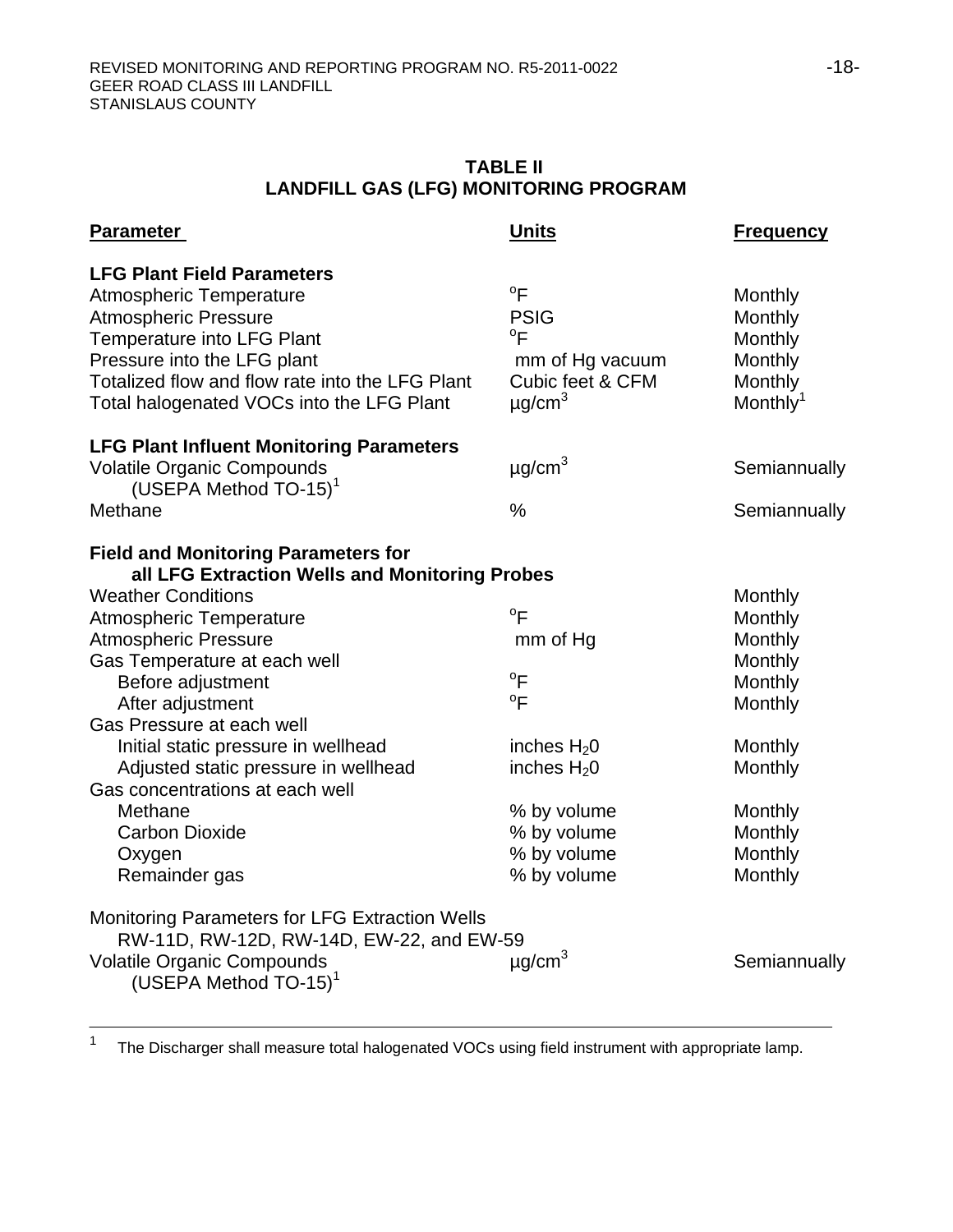**TABLE II**
**LANDFILL GAS (LFG) MONITORING PROGRAM**

| Parameter | Units | Frequency |
|---|---|---|
| **LFG Plant Field Parameters** | | |
| Atmospheric Temperature | °F | Monthly |
| Atmospheric Pressure | PSIG | Monthly |
| Temperature into LFG Plant | °F | Monthly |
| Pressure into the LFG plant | mm of Hg vacuum | Monthly |
| Totalized flow and flow rate into the LFG Plant | Cubic feet & CFM | Monthly |
| Total halogenated VOCs into the LFG Plant | $\mu g/cm^3$ | Monthly[1] |
| **LFG Plant Influent Monitoring Parameters** | | |
| Volatile Organic Compounds (USEPA Method TO-15)[1] | $\mu g/cm^3$ | Semiannually |
| Methane | % | Semiannually |
| **Field and Monitoring Parameters for all LFG Extraction Wells and Monitoring Probes** | | |
| Weather Conditions | | Monthly |
| Atmospheric Temperature | °F | Monthly |
| Atmospheric Pressure | mm of Hg | Monthly |
| Gas Temperature at each well | | Monthly |
| Before adjustment | °F | Monthly |
| After adjustment | °F | Monthly |
| Gas Pressure at each well | | |
| Initial static pressure in wellhead | inches $H_20$ | Monthly |
| Adjusted static pressure in wellhead | inches $H_20$ | Monthly |
| Gas concentrations at each well | | |
| Methane | % by volume | Monthly |
| Carbon Dioxide | % by volume | Monthly |
| Oxygen | % by volume | Monthly |
| Remainder gas | % by volume | Monthly |
| Monitoring Parameters for LFG Extraction Wells RW-11D, RW-12D, RW-14D, EW-22, and EW-59 | | |
| Volatile Organic Compounds (USEPA Method TO-15)[1] | $\mu g/cm^3$ | Semiannually |

[1] The Discharger shall measure total halogenated VOCs using field instrument with appropriate lamp.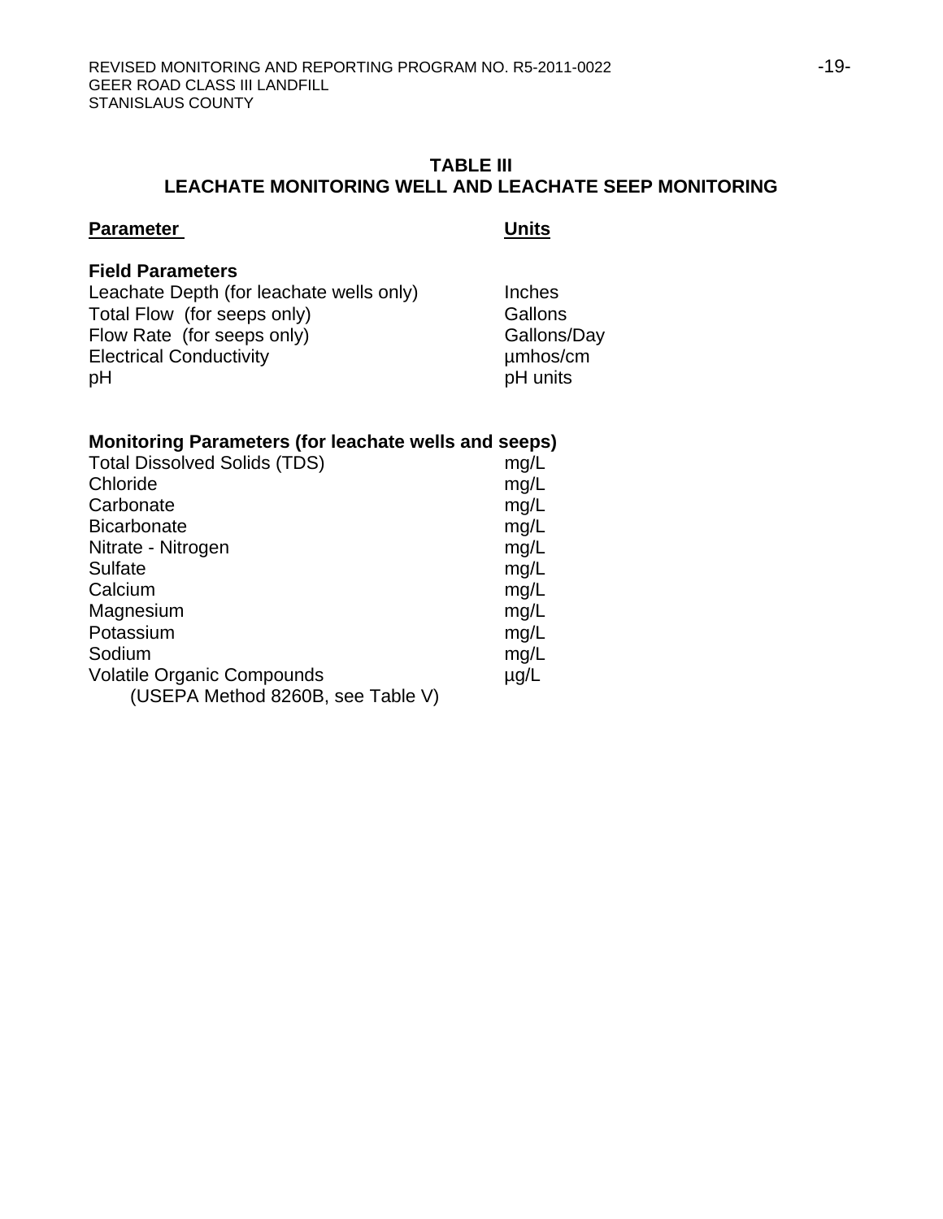## TABLE III
## LEACHATE MONITORING WELL AND LEACHATE SEEP MONITORING

| Parameter | Units |
|---|---|
| **Field Parameters** | |
| Leachate Depth (for leachate wells only) | Inches |
| Total Flow (for seeps only) | Gallons |
| Flow Rate (for seeps only) | Gallons/Day |
| Electrical Conductivity | µmhos/cm |
| pH | pH units |
| | |
| **Monitoring Parameters (for leachate wells and seeps)** | |
| Total Dissolved Solids (TDS) | mg/L |
| Chloride | mg/L |
| Carbonate | mg/L |
| Bicarbonate | mg/L |
| Nitrate - Nitrogen | mg/L |
| Sulfate | mg/L |
| Calcium | mg/L |
| Magnesium | mg/L |
| Potassium | mg/L |
| Sodium | mg/L |
| Volatile Organic Compounds (USEPA Method 8260B, see Table V) | µg/L |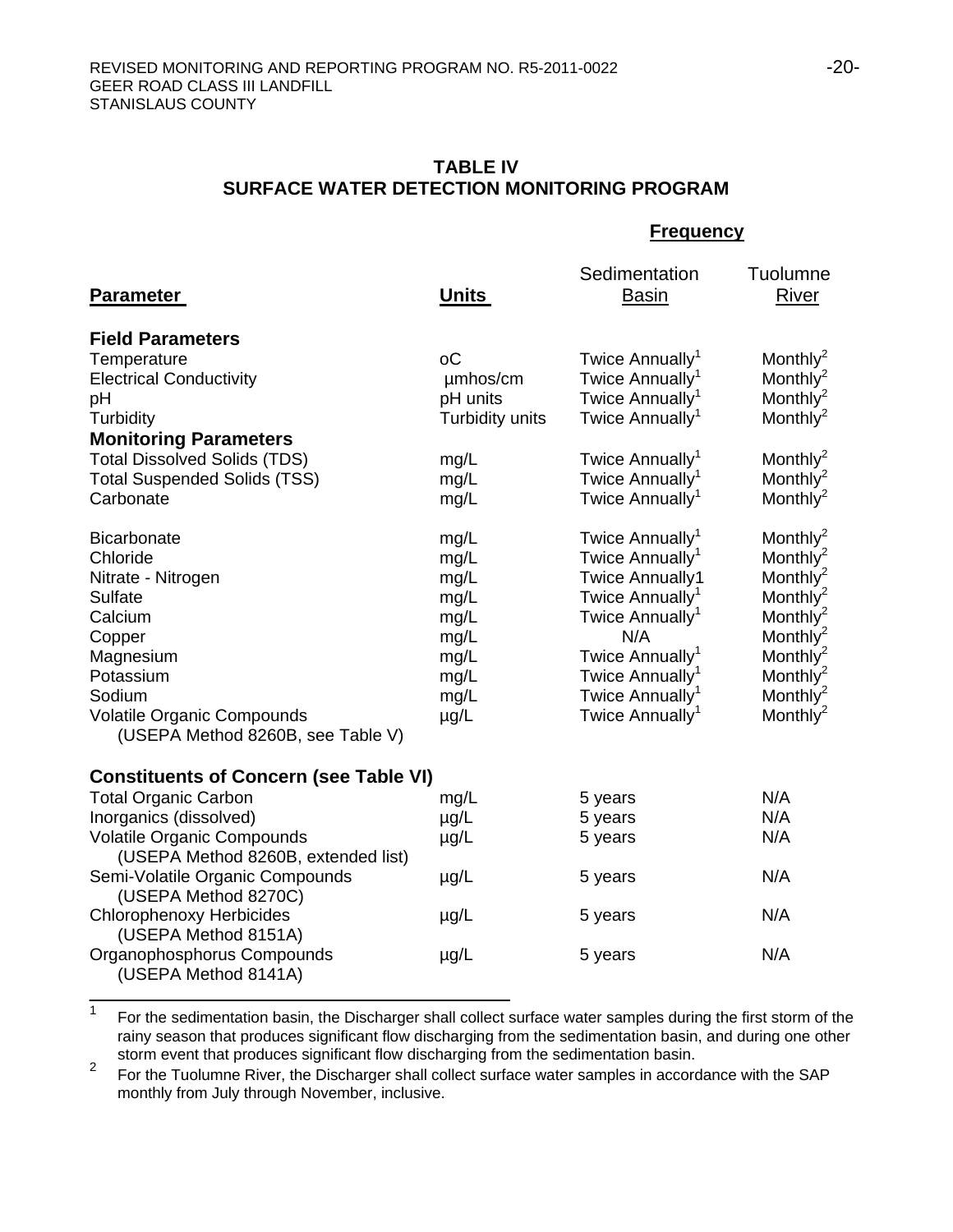## TABLE IV
## SURFACE WATER DETECTION MONITORING PROGRAM

| Parameter | Units | Frequency: Sedimentation Basin | Frequency: Tuolumne River |
|---|---|---|---|
| **Field Parameters** | | | |
| Temperature | oC | Twice Annually[1] | Monthly[2] |
| Electrical Conductivity | µmhos/cm | Twice Annually[1] | Monthly[2] |
| pH | pH units | Twice Annually[1] | Monthly[2] |
| Turbidity | Turbidity units | Twice Annually[1] | Monthly[2] |
| **Monitoring Parameters** | | | |
| Total Dissolved Solids (TDS) | mg/L | Twice Annually[1] | Monthly[2] |
| Total Suspended Solids (TSS) | mg/L | Twice Annually[1] | Monthly[2] |
| Carbonate | mg/L | Twice Annually[1] | Monthly[2] |
| Bicarbonate | mg/L | Twice Annually[1] | Monthly[2] |
| Chloride | mg/L | Twice Annually[1] | Monthly[2] |
| Nitrate - Nitrogen | mg/L | Twice Annually1 | Monthly[2] |
| Sulfate | mg/L | Twice Annually[1] | Monthly[2] |
| Calcium | mg/L | Twice Annually[1] | Monthly[2] |
| Copper | mg/L | N/A | Monthly[2] |
| Magnesium | mg/L | Twice Annually[1] | Monthly[2] |
| Potassium | mg/L | Twice Annually[1] | Monthly[2] |
| Sodium | mg/L | Twice Annually[1] | Monthly[2] |
| Volatile Organic Compounds (USEPA Method 8260B, see Table V) | µg/L | Twice Annually[1] | Monthly[2] |
| **Constituents of Concern (see Table VI)** | | | |
| Total Organic Carbon | mg/L | 5 years | N/A |
| Inorganics (dissolved) | µg/L | 5 years | N/A |
| Volatile Organic Compounds (USEPA Method 8260B, extended list) | µg/L | 5 years | N/A |
| Semi-Volatile Organic Compounds (USEPA Method 8270C) | µg/L | 5 years | N/A |
| Chlorophenoxy Herbicides (USEPA Method 8151A) | µg/L | 5 years | N/A |
| Organophosphorus Compounds (USEPA Method 8141A) | µg/L | 5 years | N/A |

[1] For the sedimentation basin, the Discharger shall collect surface water samples during the first storm of the rainy season that produces significant flow discharging from the sedimentation basin, and during one other storm event that produces significant flow discharging from the sedimentation basin.

[2] For the Tuolumne River, the Discharger shall collect surface water samples in accordance with the SAP monthly from July through November, inclusive.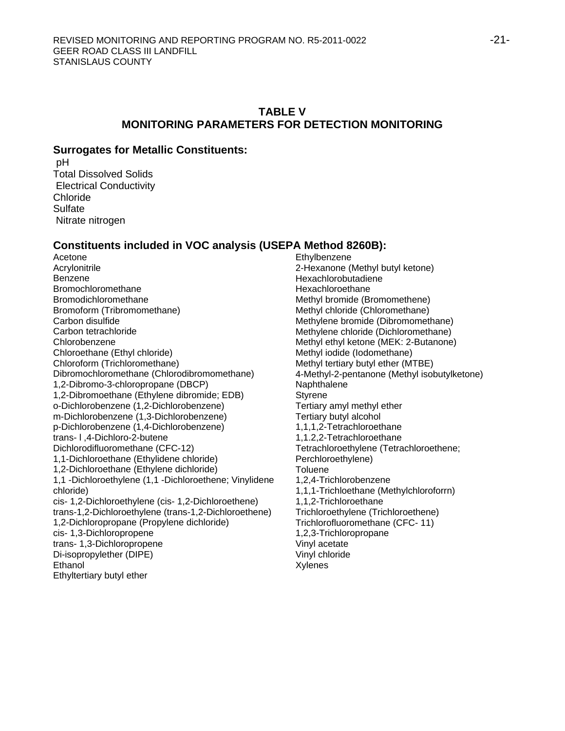## TABLE V
## MONITORING PARAMETERS FOR DETECTION MONITORING

### Surrogates for Metallic Constituents:

pH
Total Dissolved Solids
Electrical Conductivity
Chloride
Sulfate
Nitrate nitrogen

### Constituents included in VOC analysis (USEPA Method 8260B):

Acetone
Acrylonitrile
Benzene
Bromochloromethane
Bromodichloromethane
Bromoform (Tribromomethane)
Carbon disulfide
Carbon tetrachloride
Chlorobenzene
Chloroethane (Ethyl chloride)
Chloroform (Trichloromethane)
Dibromochloromethane (Chlorodibromomethane)
1,2-Dibromo-3-chloropropane (DBCP)
1,2-Dibromoethane (Ethylene dibromide; EDB)
o-Dichlorobenzene (1,2-Dichlorobenzene)
m-Dichlorobenzene (1,3-Dichlorobenzene)
p-Dichlorobenzene (1,4-Dichlorobenzene)
trans- l ,4-Dichloro-2-butene
Dichlorodifluoromethane (CFC-12)
1,1-Dichloroethane (Ethylidene chloride)
1,2-Dichloroethane (Ethylene dichloride)
1,1 -Dichloroethylene (1,1 -Dichloroethene; Vinylidene chloride)
cis- 1,2-Dichloroethylene (cis- 1,2-Dichloroethene)
trans-1,2-Dichloroethylene (trans-1,2-Dichloroethene)
1,2-Dichloropropane (Propylene dichloride)
cis- 1,3-Dichloropropene
trans- 1,3-Dichloropropene
Di-isopropylether (DIPE)
Ethanol
Ethyltertiary butyl ether
Ethylbenzene
2-Hexanone (Methyl butyl ketone)
Hexachlorobutadiene
Hexachloroethane
Methyl bromide (Bromomethene)
Methyl chloride (Chloromethane)
Methylene bromide (Dibromomethane)
Methylene chloride (Dichloromethane)
Methyl ethyl ketone (MEK: 2-Butanone)
Methyl iodide (Iodomethane)
Methyl tertiary butyl ether (MTBE)
4-Methyl-2-pentanone (Methyl isobutylketone)
Naphthalene
Styrene
Tertiary amyl methyl ether
Tertiary butyl alcohol
1,1,1,2-Tetrachloroethane
1,1.2,2-Tetrachloroethane
Tetrachloroethylene (Tetrachloroethene; Perchloroethylene)
Toluene
1,2,4-Trichlorobenzene
1,1,1-Trichloethane (Methylchloroforrn)
1,1,2-Trichloroethane
Trichloroethylene (Trichloroethene)
Trichlorofluoromethane (CFC- 11)
1,2,3-Trichloropropane
Vinyl acetate
Vinyl chloride
Xylenes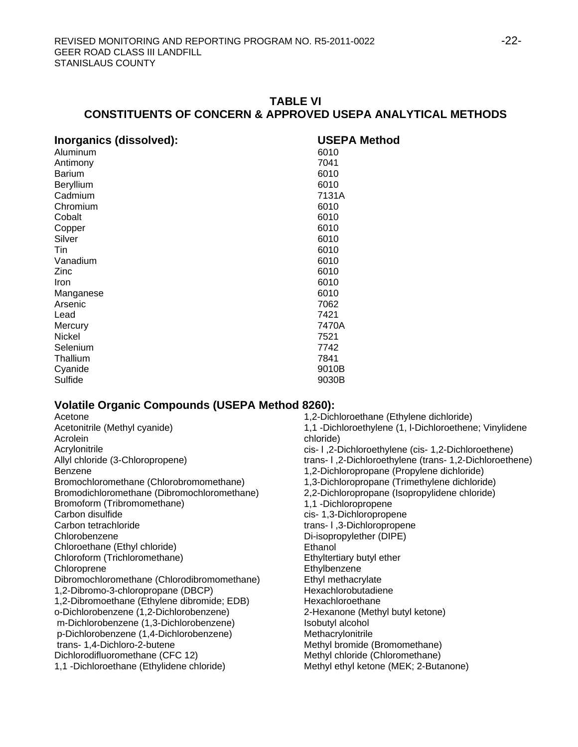## TABLE VI
## CONSTITUENTS OF CONCERN & APPROVED USEPA ANALYTICAL METHODS

| Inorganics (dissolved): | USEPA Method |
|---|---|
| Aluminum | 6010 |
| Antimony | 7041 |
| Barium | 6010 |
| Beryllium | 6010 |
| Cadmium | 7131A |
| Chromium | 6010 |
| Cobalt | 6010 |
| Copper | 6010 |
| Silver | 6010 |
| Tin | 6010 |
| Vanadium | 6010 |
| Zinc | 6010 |
| Iron | 6010 |
| Manganese | 6010 |
| Arsenic | 7062 |
| Lead | 7421 |
| Mercury | 7470A |
| Nickel | 7521 |
| Selenium | 7742 |
| Thallium | 7841 |
| Cyanide | 9010B |
| Sulfide | 9030B |

### Volatile Organic Compounds (USEPA Method 8260):

Acetone
Acetonitrile (Methyl cyanide)
Acrolein
Acrylonitrile
Allyl chloride (3-Chloropropene)
Benzene
Bromochloromethane (Chlorobromomethane)
Bromodichloromethane (Dibromochloromethane)
Bromoform (Tribromomethane)
Carbon disulfide
Carbon tetrachloride
Chlorobenzene
Chloroethane (Ethyl chloride)
Chloroform (Trichloromethane)
Chloroprene
Dibromochloromethane (Chlorodibromomethane)
1,2-Dibromo-3-chloropropane (DBCP)
1,2-Dibromoethane (Ethylene dibromide; EDB)
o-Dichlorobenzene (1,2-Dichlorobenzene)
m-Dichlorobenzene (1,3-Dichlorobenzene)
p-Dichlorobenzene (1,4-Dichlorobenzene)
trans- 1,4-Dichloro-2-butene
Dichlorodifluoromethane (CFC 12)
1,1 -Dichloroethane (Ethylidene chloride)
1,2-Dichloroethane (Ethylene dichloride)
1,1 -Dichloroethylene (1, l-Dichloroethene; Vinylidene chloride)
cis- l ,2-Dichloroethylene (cis- 1,2-Dichloroethene)
trans- l ,2-Dichloroethylene (trans- 1,2-Dichloroethene)
1,2-Dichloropropane (Propylene dichloride)
1,3-Dichloropropane (Trimethylene dichloride)
2,2-Dichloropropane (Isopropylidene chloride)
1,1 -Dichloropropene
cis- 1,3-Dichloropropene
trans- l ,3-Dichloropropene
Di-isopropylether (DIPE)
Ethanol
Ethyltertiary butyl ether
Ethylbenzene
Ethyl methacrylate
Hexachlorobutadiene
Hexachloroethane
2-Hexanone (Methyl butyl ketone)
Isobutyl alcohol
Methacrylonitrile
Methyl bromide (Bromomethane)
Methyl chloride (Chloromethane)
Methyl ethyl ketone (MEK; 2-Butanone)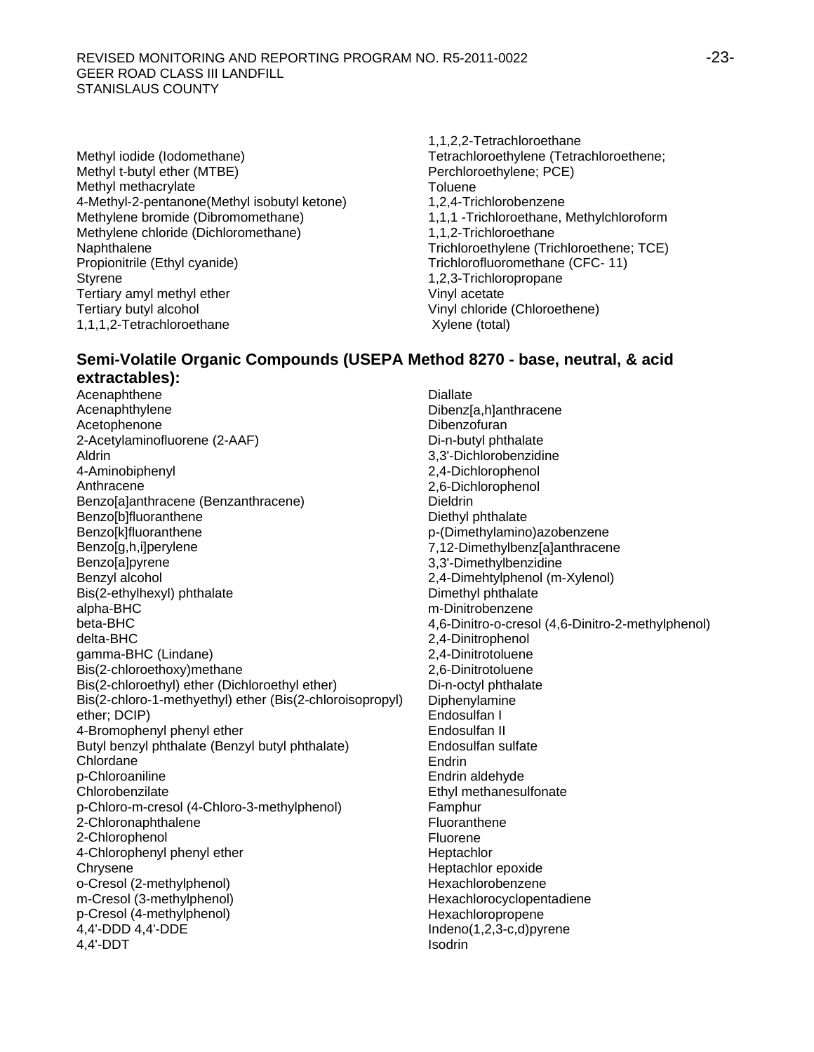Methyl iodide (Iodomethane)
Methyl t-butyl ether (MTBE)
Methyl methacrylate
4-Methyl-2-pentanone(Methyl isobutyl ketone)
Methylene bromide (Dibromomethane)
Methylene chloride (Dichloromethane)
Naphthalene
Propionitrile (Ethyl cyanide)
Styrene
Tertiary amyl methyl ether
Tertiary butyl alcohol
1,1,1,2-Tetrachloroethane
1,1,2,2-Tetrachloroethane
Tetrachloroethylene (Tetrachloroethene; Perchloroethylene; PCE)
Toluene
1,2,4-Trichlorobenzene
1,1,1 -Trichloroethane, Methylchloroform
1,1,2-Trichloroethane
Trichloroethylene (Trichloroethene; TCE)
Trichlorofluoromethane (CFC- 11)
1,2,3-Trichloropropane
Vinyl acetate
Vinyl chloride (Chloroethene)
Xylene (total)

## Semi-Volatile Organic Compounds (USEPA Method 8270 - base, neutral, & acid extractables):

Acenaphthene
Acenaphthylene
Acetophenone
2-Acetylaminofluorene (2-AAF)
Aldrin
4-Aminobiphenyl
Anthracene
Benzo[a]anthracene (Benzanthracene)
Benzo[b]fluoranthene
Benzo[k]fluoranthene
Benzo[g,h,i]perylene
Benzo[a]pyrene
Benzyl alcohol
Bis(2-ethylhexyl) phthalate
alpha-BHC
beta-BHC
delta-BHC
gamma-BHC (Lindane)
Bis(2-chloroethoxy)methane
Bis(2-chloroethyl) ether (Dichloroethyl ether)
Bis(2-chloro-1-methyethyl) ether (Bis(2-chloroisopropyl) ether; DCIP)
4-Bromophenyl phenyl ether
Butyl benzyl phthalate (Benzyl butyl phthalate)
Chlordane
p-Chloroaniline
Chlorobenzilate
p-Chloro-m-cresol (4-Chloro-3-methylphenol)
2-Chloronaphthalene
2-Chlorophenol
4-Chlorophenyl phenyl ether
Chrysene
o-Cresol (2-methylphenol)
m-Cresol (3-methylphenol)
p-Cresol (4-methylphenol)
4,4'-DDD 4,4'-DDE
4,4'-DDT
Diallate
Dibenz[a,h]anthracene
Dibenzofuran
Di-n-butyl phthalate
3,3'-Dichlorobenzidine
2,4-Dichlorophenol
2,6-Dichlorophenol
Dieldrin
Diethyl phthalate
p-(Dimethylamino)azobenzene
7,12-Dimethylbenz[a]anthracene
3,3'-Dimethylbenzidine
2,4-Dimehtylphenol (m-Xylenol)
Dimethyl phthalate
m-Dinitrobenzene
4,6-Dinitro-o-cresol (4,6-Dinitro-2-methylphenol)
2,4-Dinitrophenol
2,4-Dinitrotoluene
2,6-Dinitrotoluene
Di-n-octyl phthalate
Diphenylamine
Endosulfan I
Endosulfan II
Endosulfan sulfate
Endrin
Endrin aldehyde
Ethyl methanesulfonate
Famphur
Fluoranthene
Fluorene
Heptachlor
Heptachlor epoxide
Hexachlorobenzene
Hexachlorocyclopentadiene
Hexachloropropene
Indeno(1,2,3-c,d)pyrene
Isodrin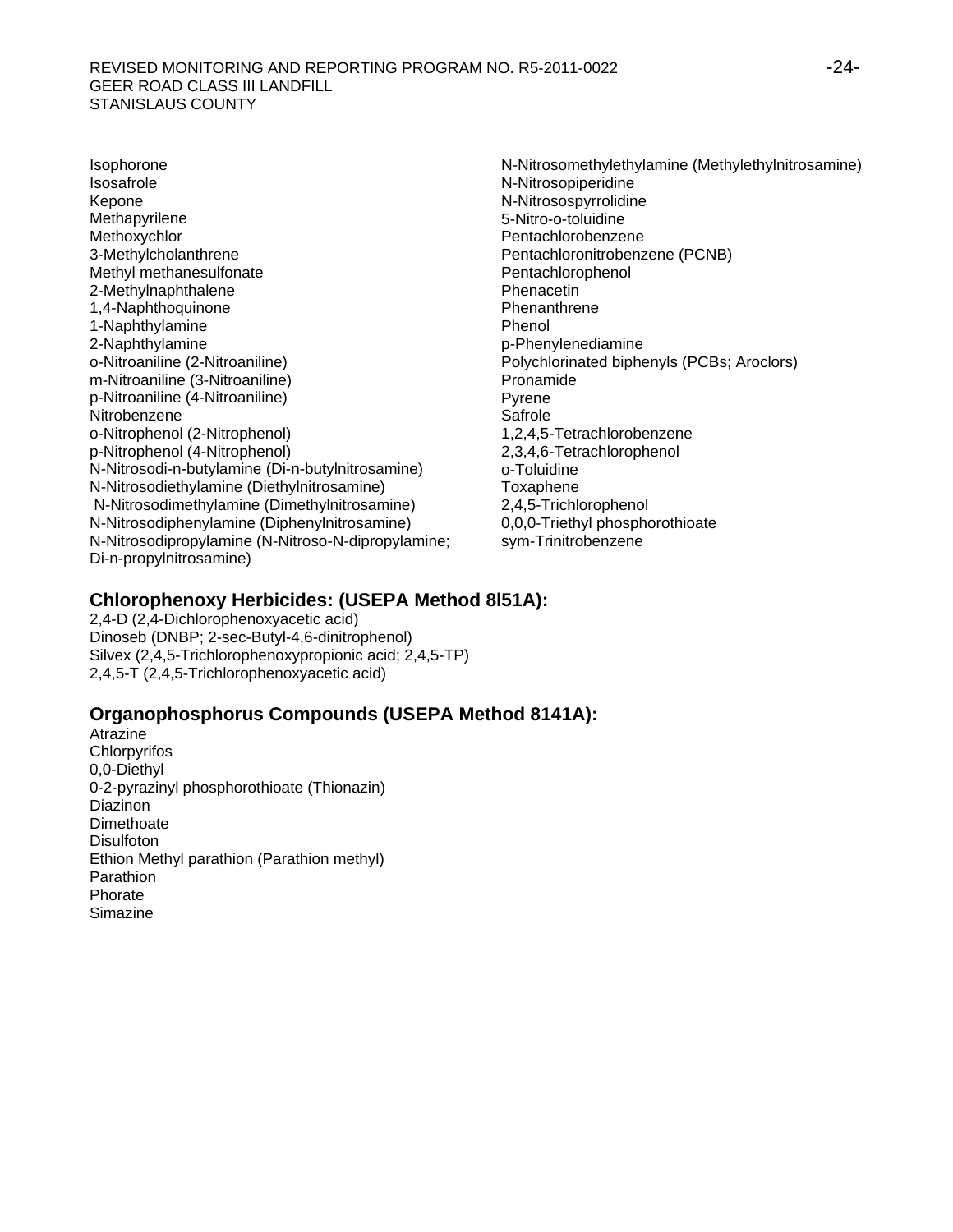Isophorone
Isosafrole
Kepone
Methapyrilene
Methoxychlor
3-Methylcholanthrene
Methyl methanesulfonate
2-Methylnaphthalene
1,4-Naphthoquinone
1-Naphthylamine
2-Naphthylamine
o-Nitroaniline (2-Nitroaniline)
m-Nitroaniline (3-Nitroaniline)
p-Nitroaniline (4-Nitroaniline)
Nitrobenzene
o-Nitrophenol (2-Nitrophenol)
p-Nitrophenol (4-Nitrophenol)
N-Nitrosodi-n-butylamine (Di-n-butylnitrosamine)
N-Nitrosodiethylamine (Diethylnitrosamine)
N-Nitrosodimethylamine (Dimethylnitrosamine)
N-Nitrosodiphenylamine (Diphenylnitrosamine)
N-Nitrosodipropylamine (N-Nitroso-N-dipropylamine; Di-n-propylnitrosamine)
N-Nitrosomethylethylamine (Methylethylnitrosamine)
N-Nitrosopiperidine
N-Nitrosospyrrolidine
5-Nitro-o-toluidine
Pentachlorobenzene
Pentachloronitrobenzene (PCNB)
Pentachlorophenol
Phenacetin
Phenanthrene
Phenol
p-Phenylenediamine
Polychlorinated biphenyls (PCBs; Aroclors)
Pronamide
Pyrene
Safrole
1,2,4,5-Tetrachlorobenzene
2,3,4,6-Tetrachlorophenol
o-Toluidine
Toxaphene
2,4,5-Trichlorophenol
0,0,0-Triethyl phosphorothioate
sym-Trinitrobenzene

## Chlorophenoxy Herbicides: (USEPA Method 8l51A):

2,4-D (2,4-Dichlorophenoxyacetic acid)
Dinoseb (DNBP; 2-sec-Butyl-4,6-dinitrophenol)
Silvex (2,4,5-Trichlorophenoxypropionic acid; 2,4,5-TP)
2,4,5-T (2,4,5-Trichlorophenoxyacetic acid)

## Organophosphorus Compounds (USEPA Method 8141A):

Atrazine
Chlorpyrifos
0,0-Diethyl
0-2-pyrazinyl phosphorothioate (Thionazin)
Diazinon
Dimethoate
Disulfoton
Ethion Methyl parathion (Parathion methyl)
Parathion
Phorate
Simazine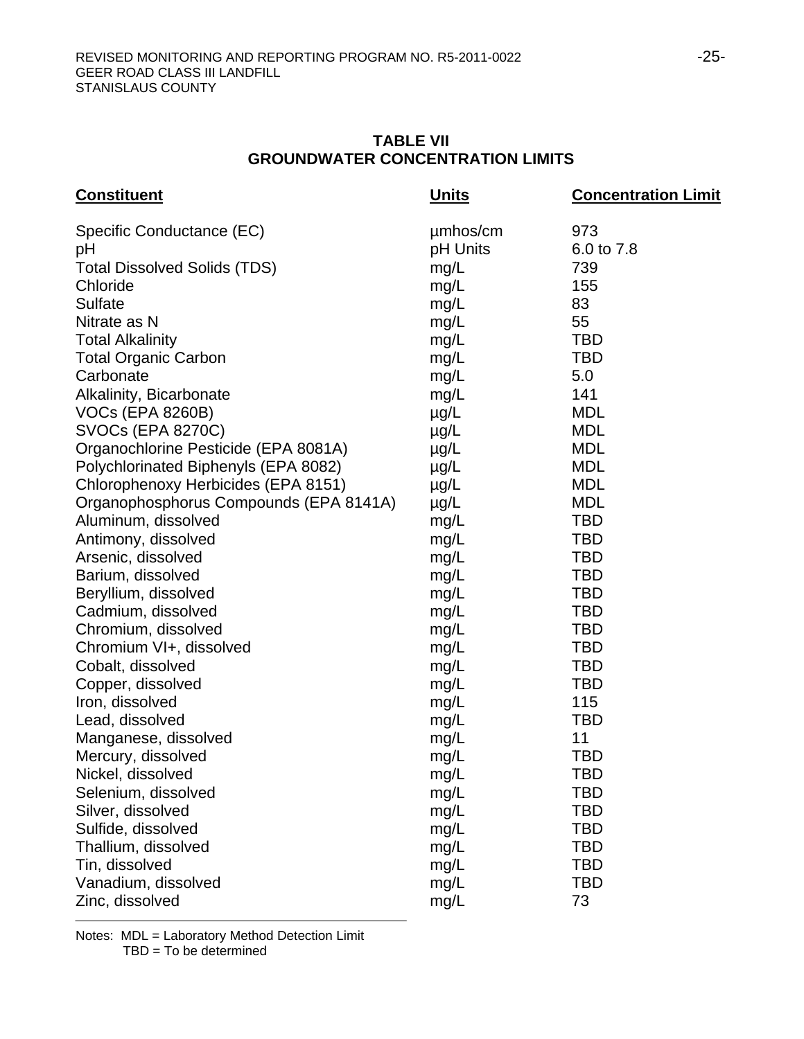**TABLE VII**
**GROUNDWATER CONCENTRATION LIMITS**

| Constituent | Units | Concentration Limit |
|---|---|---|
| Specific Conductance (EC) | µmhos/cm | 973 |
| pH | pH Units | 6.0 to 7.8 |
| Total Dissolved Solids (TDS) | mg/L | 739 |
| Chloride | mg/L | 155 |
| Sulfate | mg/L | 83 |
| Nitrate as N | mg/L | 55 |
| Total Alkalinity | mg/L | TBD |
| Total Organic Carbon | mg/L | TBD |
| Carbonate | mg/L | 5.0 |
| Alkalinity, Bicarbonate | mg/L | 141 |
| VOCs (EPA 8260B) | µg/L | MDL |
| SVOCs (EPA 8270C) | µg/L | MDL |
| Organochlorine Pesticide (EPA 8081A) | µg/L | MDL |
| Polychlorinated Biphenyls (EPA 8082) | µg/L | MDL |
| Chlorophenoxy Herbicides (EPA 8151) | µg/L | MDL |
| Organophosphorus Compounds (EPA 8141A) | µg/L | MDL |
| Aluminum, dissolved | mg/L | TBD |
| Antimony, dissolved | mg/L | TBD |
| Arsenic, dissolved | mg/L | TBD |
| Barium, dissolved | mg/L | TBD |
| Beryllium, dissolved | mg/L | TBD |
| Cadmium, dissolved | mg/L | TBD |
| Chromium, dissolved | mg/L | TBD |
| Chromium VI+, dissolved | mg/L | TBD |
| Cobalt, dissolved | mg/L | TBD |
| Copper, dissolved | mg/L | TBD |
| Iron, dissolved | mg/L | 115 |
| Lead, dissolved | mg/L | TBD |
| Manganese, dissolved | mg/L | 11 |
| Mercury, dissolved | mg/L | TBD |
| Nickel, dissolved | mg/L | TBD |
| Selenium, dissolved | mg/L | TBD |
| Silver, dissolved | mg/L | TBD |
| Sulfide, dissolved | mg/L | TBD |
| Thallium, dissolved | mg/L | TBD |
| Tin, dissolved | mg/L | TBD |
| Vanadium, dissolved | mg/L | TBD |
| Zinc, dissolved | mg/L | 73 |

Notes: MDL = Laboratory Method Detection Limit
TBD = To be determined